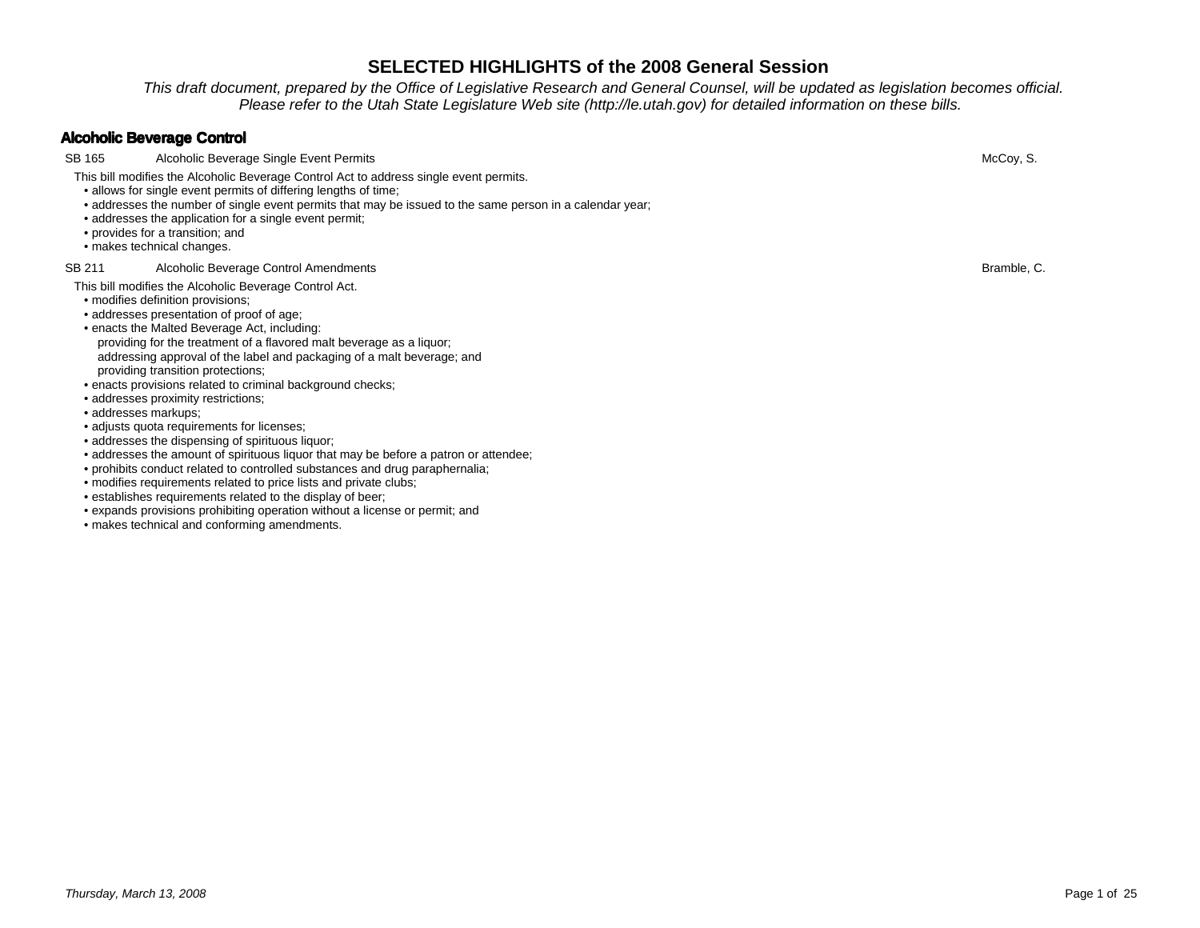# SELECTED HIGHLIGHTS of the 2008 General Session

*This draft document, prepared by the Office of Legislative Research and General Counsel, will be updated as legislation becomes official. Please refer to the Utah State Legislature Web site (http://le.utah.gov) for detailed information on these bills.*

## Alcoholic Beverage Control

**SB 165** Alcoholic Beverage Single Event Permits — McCoy, S.

This bill modifies the Alcoholic Beverage Control Act to address single event permits.

- allows for single event permits of differing lengths of time;
- addresses the number of single event permits that may be issued to the same person in a calendar year;
- addresses the application for a single event permit;
- provides for a transition; and
- makes technical changes.

**SB 211** Alcoholic Beverage Control Amendments — Bramble, C.

This bill modifies the Alcoholic Beverage Control Act.

- modifies definition provisions;
- addresses presentation of proof of age;
- enacts the Malted Beverage Act, including:
  - providing for the treatment of a flavored malt beverage as a liquor;
  - addressing approval of the label and packaging of a malt beverage; and
  - providing transition protections;
- enacts provisions related to criminal background checks;
- addresses proximity restrictions;
- addresses markups;
- adjusts quota requirements for licenses;
- addresses the dispensing of spirituous liquor;
- addresses the amount of spirituous liquor that may be before a patron or attendee;
- prohibits conduct related to controlled substances and drug paraphernalia;
- modifies requirements related to price lists and private clubs;
- establishes requirements related to the display of beer;
- expands provisions prohibiting operation without a license or permit; and
- makes technical and conforming amendments.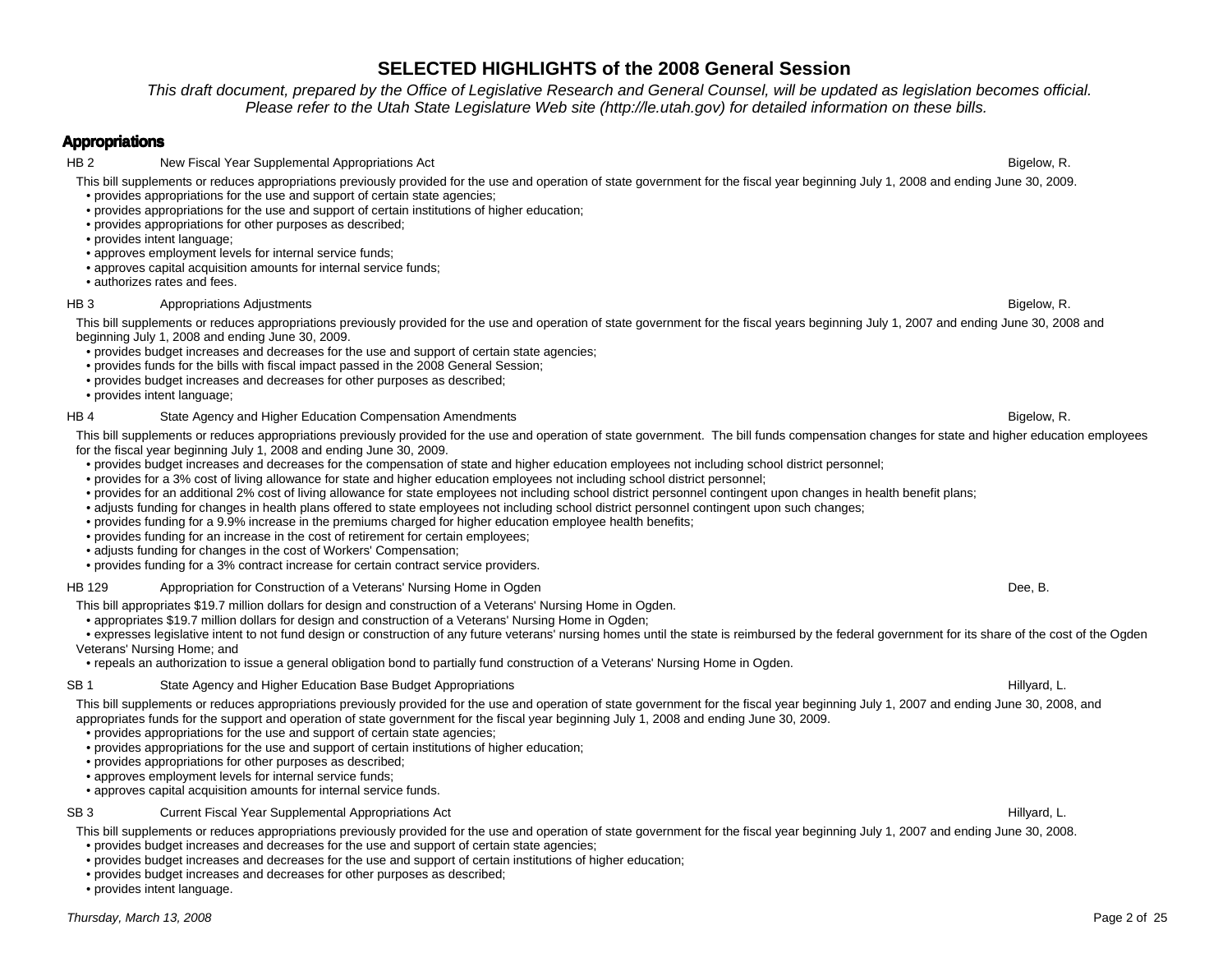# SELECTED HIGHLIGHTS of the 2008 General Session

*This draft document, prepared by the Office of Legislative Research and General Counsel, will be updated as legislation becomes official. Please refer to the Utah State Legislature Web site (http://le.utah.gov) for detailed information on these bills.*

## Appropriations

**HB 2** — New Fiscal Year Supplemental Appropriations Act — Bigelow, R.

This bill supplements or reduces appropriations previously provided for the use and operation of state government for the fiscal year beginning July 1, 2008 and ending June 30, 2009.

- provides appropriations for the use and support of certain state agencies;
- provides appropriations for the use and support of certain institutions of higher education;
- provides appropriations for other purposes as described;
- provides intent language;
- approves employment levels for internal service funds;
- approves capital acquisition amounts for internal service funds;
- authorizes rates and fees.

**HB 3** — Appropriations Adjustments — Bigelow, R.

This bill supplements or reduces appropriations previously provided for the use and operation of state government for the fiscal years beginning July 1, 2007 and ending June 30, 2008 and beginning July 1, 2008 and ending June 30, 2009.

- provides budget increases and decreases for the use and support of certain state agencies;
- provides funds for the bills with fiscal impact passed in the 2008 General Session;
- provides budget increases and decreases for other purposes as described;
- provides intent language;

**HB 4** — State Agency and Higher Education Compensation Amendments — Bigelow, R.

This bill supplements or reduces appropriations previously provided for the use and operation of state government. The bill funds compensation changes for state and higher education employees for the fiscal year beginning July 1, 2008 and ending June 30, 2009.

- provides budget increases and decreases for the compensation of state and higher education employees not including school district personnel;
- provides for a 3% cost of living allowance for state and higher education employees not including school district personnel;
- provides for an additional 2% cost of living allowance for state employees not including school district personnel contingent upon changes in health benefit plans;
- adjusts funding for changes in health plans offered to state employees not including school district personnel contingent upon such changes;
- provides funding for a 9.9% increase in the premiums charged for higher education employee health benefits;
- provides funding for an increase in the cost of retirement for certain employees;
- adjusts funding for changes in the cost of Workers' Compensation;
- provides funding for a 3% contract increase for certain contract service providers.

**HB 129** — Appropriation for Construction of a Veterans' Nursing Home in Ogden — Dee, B.

This bill appropriates $19.7 million dollars for design and construction of a Veterans' Nursing Home in Ogden.

- appropriates $19.7 million dollars for design and construction of a Veterans' Nursing Home in Ogden;
- expresses legislative intent to not fund design or construction of any future veterans' nursing homes until the state is reimbursed by the federal government for its share of the cost of the Ogden Veterans' Nursing Home; and
- repeals an authorization to issue a general obligation bond to partially fund construction of a Veterans' Nursing Home in Ogden.

**SB 1** — State Agency and Higher Education Base Budget Appropriations — Hillyard, L.

This bill supplements or reduces appropriations previously provided for the use and operation of state government for the fiscal year beginning July 1, 2007 and ending June 30, 2008, and appropriates funds for the support and operation of state government for the fiscal year beginning July 1, 2008 and ending June 30, 2009.

- provides appropriations for the use and support of certain state agencies;
- provides appropriations for the use and support of certain institutions of higher education;
- provides appropriations for other purposes as described;
- approves employment levels for internal service funds;
- approves capital acquisition amounts for internal service funds.

**SB 3** — Current Fiscal Year Supplemental Appropriations Act — Hillyard, L.

This bill supplements or reduces appropriations previously provided for the use and operation of state government for the fiscal year beginning July 1, 2007 and ending June 30, 2008.

- provides budget increases and decreases for the use and support of certain state agencies;
- provides budget increases and decreases for the use and support of certain institutions of higher education;
- provides budget increases and decreases for other purposes as described;
- provides intent language.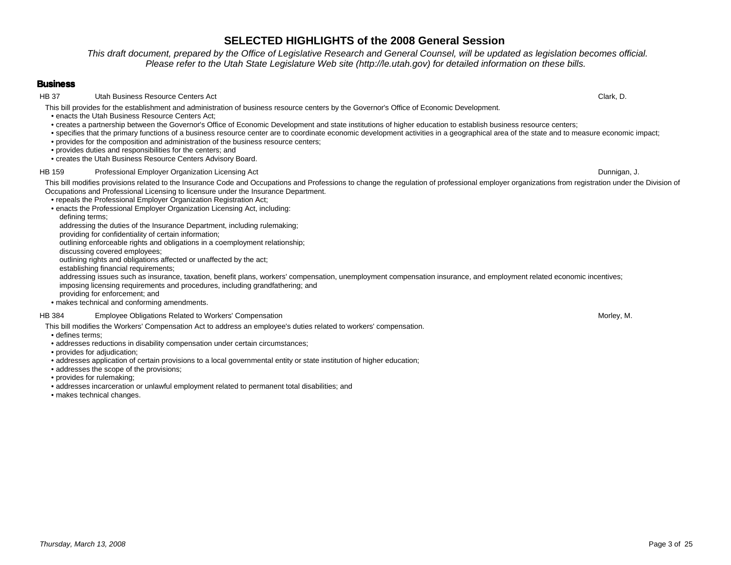# SELECTED HIGHLIGHTS of the 2008 General Session

*This draft document, prepared by the Office of Legislative Research and General Counsel, will be updated as legislation becomes official. Please refer to the Utah State Legislature Web site (http://le.utah.gov) for detailed information on these bills.*

## Business

**HB 37** Utah Business Resource Centers Act — Clark, D.

This bill provides for the establishment and administration of business resource centers by the Governor's Office of Economic Development.

- enacts the Utah Business Resource Centers Act;
- creates a partnership between the Governor's Office of Economic Development and state institutions of higher education to establish business resource centers;
- specifies that the primary functions of a business resource center are to coordinate economic development activities in a geographical area of the state and to measure economic impact;
- provides for the composition and administration of the business resource centers;
- provides duties and responsibilities for the centers; and
- creates the Utah Business Resource Centers Advisory Board.

**HB 159** Professional Employer Organization Licensing Act — Dunnigan, J.

This bill modifies provisions related to the Insurance Code and Occupations and Professions to change the regulation of professional employer organizations from registration under the Division of Occupations and Professional Licensing to licensure under the Insurance Department.

- repeals the Professional Employer Organization Registration Act;
- enacts the Professional Employer Organization Licensing Act, including:
  - defining terms;
  - addressing the duties of the Insurance Department, including rulemaking;
  - providing for confidentiality of certain information;
  - outlining enforceable rights and obligations in a coemployment relationship;
  - discussing covered employees;
  - outlining rights and obligations affected or unaffected by the act;
  - establishing financial requirements;
  - addressing issues such as insurance, taxation, benefit plans, workers' compensation, unemployment compensation insurance, and employment related economic incentives;
  - imposing licensing requirements and procedures, including grandfathering; and
  - providing for enforcement; and
- makes technical and conforming amendments.

**HB 384** Employee Obligations Related to Workers' Compensation — Morley, M.

This bill modifies the Workers' Compensation Act to address an employee's duties related to workers' compensation.

- defines terms;
- addresses reductions in disability compensation under certain circumstances;
- provides for adjudication;
- addresses application of certain provisions to a local governmental entity or state institution of higher education;
- addresses the scope of the provisions;
- provides for rulemaking;
- addresses incarceration or unlawful employment related to permanent total disabilities; and
- makes technical changes.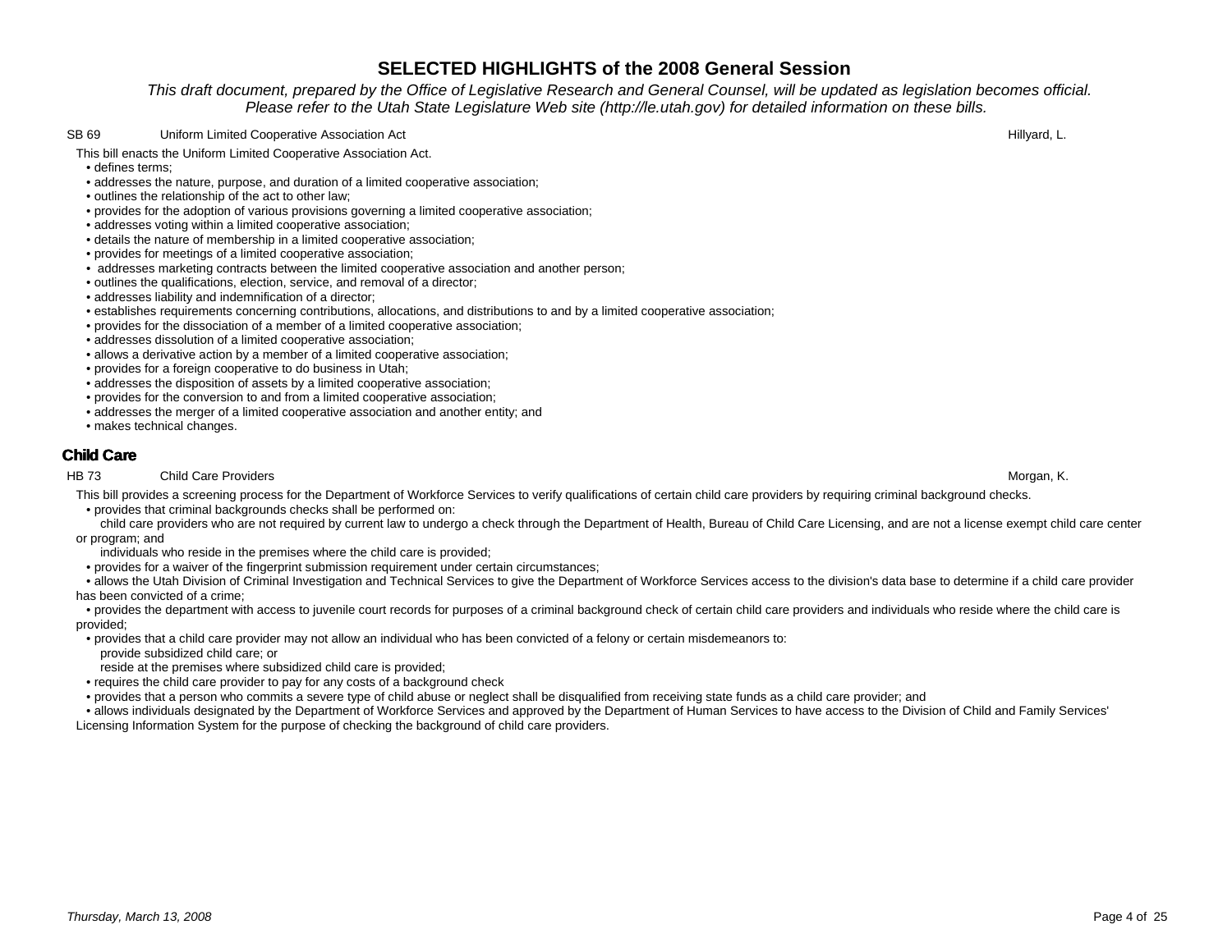# SELECTED HIGHLIGHTS of the 2008 General Session

*This draft document, prepared by the Office of Legislative Research and General Counsel, will be updated as legislation becomes official. Please refer to the Utah State Legislature Web site (http://le.utah.gov) for detailed information on these bills.*

**SB 69** Uniform Limited Cooperative Association Act — Hillyard, L.

This bill enacts the Uniform Limited Cooperative Association Act.

- defines terms;
- addresses the nature, purpose, and duration of a limited cooperative association;
- outlines the relationship of the act to other law;
- provides for the adoption of various provisions governing a limited cooperative association;
- addresses voting within a limited cooperative association;
- details the nature of membership in a limited cooperative association;
- provides for meetings of a limited cooperative association;
- addresses marketing contracts between the limited cooperative association and another person;
- outlines the qualifications, election, service, and removal of a director;
- addresses liability and indemnification of a director;
- establishes requirements concerning contributions, allocations, and distributions to and by a limited cooperative association;
- provides for the dissociation of a member of a limited cooperative association;
- addresses dissolution of a limited cooperative association;
- allows a derivative action by a member of a limited cooperative association;
- provides for a foreign cooperative to do business in Utah;
- addresses the disposition of assets by a limited cooperative association;
- provides for the conversion to and from a limited cooperative association;
- addresses the merger of a limited cooperative association and another entity; and
- makes technical changes.

## Child Care

**HB 73** Child Care Providers — Morgan, K.

This bill provides a screening process for the Department of Workforce Services to verify qualifications of certain child care providers by requiring criminal background checks.

- provides that criminal backgrounds checks shall be performed on:
  - child care providers who are not required by current law to undergo a check through the Department of Health, Bureau of Child Care Licensing, and are not a license exempt child care center or program; and
  - individuals who reside in the premises where the child care is provided;
- provides for a waiver of the fingerprint submission requirement under certain circumstances;
- allows the Utah Division of Criminal Investigation and Technical Services to give the Department of Workforce Services access to the division's data base to determine if a child care provider has been convicted of a crime;
- provides the department with access to juvenile court records for purposes of a criminal background check of certain child care providers and individuals who reside where the child care is provided;
- provides that a child care provider may not allow an individual who has been convicted of a felony or certain misdemeanors to:
  - provide subsidized child care; or
  - reside at the premises where subsidized child care is provided;
- requires the child care provider to pay for any costs of a background check
- provides that a person who commits a severe type of child abuse or neglect shall be disqualified from receiving state funds as a child care provider; and
- allows individuals designated by the Department of Workforce Services and approved by the Department of Human Services to have access to the Division of Child and Family Services' Licensing Information System for the purpose of checking the background of child care providers.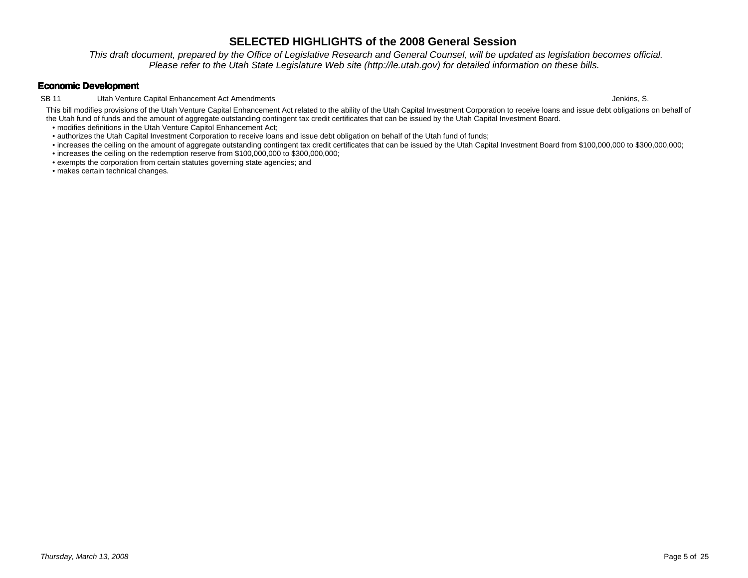# SELECTED HIGHLIGHTS of the 2008 General Session

*This draft document, prepared by the Office of Legislative Research and General Counsel, will be updated as legislation becomes official. Please refer to the Utah State Legislature Web site (http://le.utah.gov) for detailed information on these bills.*

## Economic Development

SB 11 Utah Venture Capital Enhancement Act Amendments Jenkins, S.

This bill modifies provisions of the Utah Venture Capital Enhancement Act related to the ability of the Utah Capital Investment Corporation to receive loans and issue debt obligations on behalf of the Utah fund of funds and the amount of aggregate outstanding contingent tax credit certificates that can be issued by the Utah Capital Investment Board.

- modifies definitions in the Utah Venture Capitol Enhancement Act;
- authorizes the Utah Capital Investment Corporation to receive loans and issue debt obligation on behalf of the Utah fund of funds;
- increases the ceiling on the amount of aggregate outstanding contingent tax credit certificates that can be issued by the Utah Capital Investment Board from $100,000,000 to $300,000,000;
- increases the ceiling on the redemption reserve from $100,000,000 to $300,000,000;
- exempts the corporation from certain statutes governing state agencies; and
- makes certain technical changes.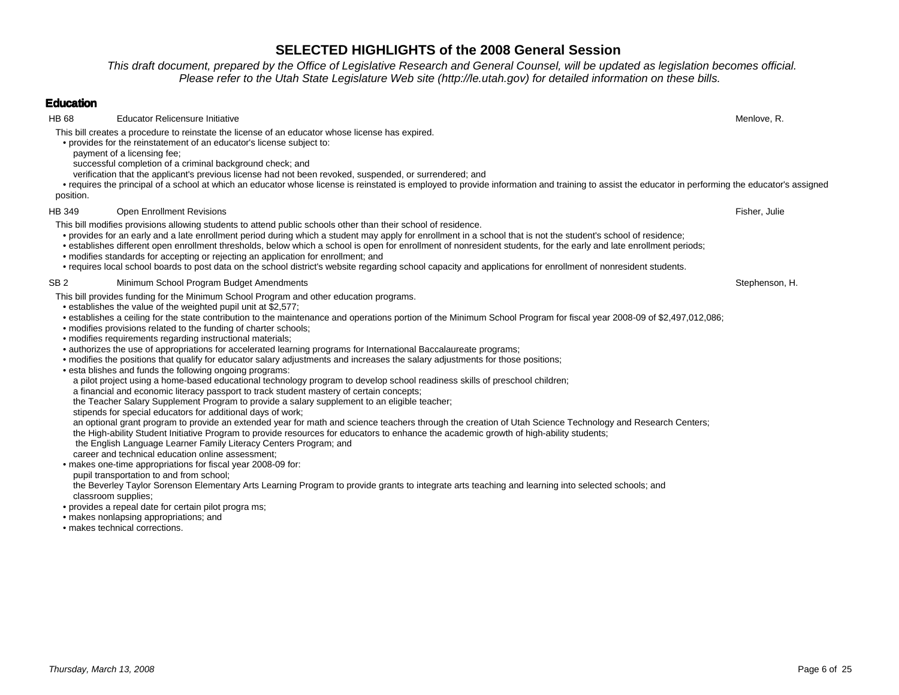# SELECTED HIGHLIGHTS of the 2008 General Session

*This draft document, prepared by the Office of Legislative Research and General Counsel, will be updated as legislation becomes official. Please refer to the Utah State Legislature Web site (http://le.utah.gov) for detailed information on these bills.*

## Education

**HB 68 — Educator Relicensure Initiative — Menlove, R.**

This bill creates a procedure to reinstate the license of an educator whose license has expired.

- provides for the reinstatement of an educator's license subject to:
  - payment of a licensing fee;
  - successful completion of a criminal background check; and
  - verification that the applicant's previous license had not been revoked, suspended, or surrendered; and
- requires the principal of a school at which an educator whose license is reinstated is employed to provide information and training to assist the educator in performing the educator's assigned position.

**HB 349 — Open Enrollment Revisions — Fisher, Julie**

This bill modifies provisions allowing students to attend public schools other than their school of residence.

- provides for an early and a late enrollment period during which a student may apply for enrollment in a school that is not the student's school of residence;
- establishes different open enrollment thresholds, below which a school is open for enrollment of nonresident students, for the early and late enrollment periods;
- modifies standards for accepting or rejecting an application for enrollment; and
- requires local school boards to post data on the school district's website regarding school capacity and applications for enrollment of nonresident students.

**SB 2 — Minimum School Program Budget Amendments — Stephenson, H.**

This bill provides funding for the Minimum School Program and other education programs.

- establishes the value of the weighted pupil unit at $2,577;
- establishes a ceiling for the state contribution to the maintenance and operations portion of the Minimum School Program for fiscal year 2008-09 of $2,497,012,086;
- modifies provisions related to the funding of charter schools;
- modifies requirements regarding instructional materials;
- authorizes the use of appropriations for accelerated learning programs for International Baccalaureate programs;
- modifies the positions that qualify for educator salary adjustments and increases the salary adjustments for those positions;
- esta blishes and funds the following ongoing programs:
  - a pilot project using a home-based educational technology program to develop school readiness skills of preschool children;
  - a financial and economic literacy passport to track student mastery of certain concepts;
  - the Teacher Salary Supplement Program to provide a salary supplement to an eligible teacher;
  - stipends for special educators for additional days of work;
  - an optional grant program to provide an extended year for math and science teachers through the creation of Utah Science Technology and Research Centers;
  - the High-ability Student Initiative Program to provide resources for educators to enhance the academic growth of high-ability students;
  - the English Language Learner Family Literacy Centers Program; and
  - career and technical education online assessment;
- makes one-time appropriations for fiscal year 2008-09 for:
  - pupil transportation to and from school;
  - the Beverley Taylor Sorenson Elementary Arts Learning Program to provide grants to integrate arts teaching and learning into selected schools; and
  - classroom supplies;
- provides a repeal date for certain pilot progra ms;
- makes nonlapsing appropriations; and
- makes technical corrections.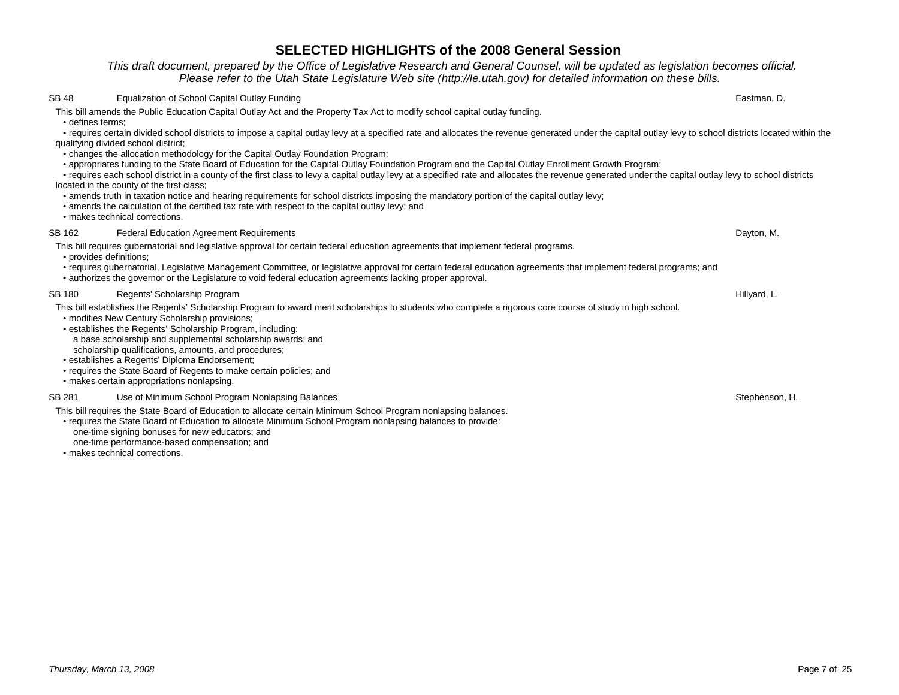# SELECTED HIGHLIGHTS of the 2008 General Session

*This draft document, prepared by the Office of Legislative Research and General Counsel, will be updated as legislation becomes official. Please refer to the Utah State Legislature Web site (http://le.utah.gov) for detailed information on these bills.*

**SB 48 — Equalization of School Capital Outlay Funding — Eastman, D.**

This bill amends the Public Education Capital Outlay Act and the Property Tax Act to modify school capital outlay funding.

- defines terms;
- requires certain divided school districts to impose a capital outlay levy at a specified rate and allocates the revenue generated under the capital outlay levy to school districts located within the qualifying divided school district;
- changes the allocation methodology for the Capital Outlay Foundation Program;
- appropriates funding to the State Board of Education for the Capital Outlay Foundation Program and the Capital Outlay Enrollment Growth Program;
- requires each school district in a county of the first class to levy a capital outlay levy at a specified rate and allocates the revenue generated under the capital outlay levy to school districts located in the county of the first class;
- amends truth in taxation notice and hearing requirements for school districts imposing the mandatory portion of the capital outlay levy;
- amends the calculation of the certified tax rate with respect to the capital outlay levy; and
- makes technical corrections.

**SB 162 — Federal Education Agreement Requirements — Dayton, M.**

This bill requires gubernatorial and legislative approval for certain federal education agreements that implement federal programs.

- provides definitions;
- requires gubernatorial, Legislative Management Committee, or legislative approval for certain federal education agreements that implement federal programs; and
- authorizes the governor or the Legislature to void federal education agreements lacking proper approval.

**SB 180 — Regents' Scholarship Program — Hillyard, L.**

This bill establishes the Regents' Scholarship Program to award merit scholarships to students who complete a rigorous core course of study in high school.

- modifies New Century Scholarship provisions;
- establishes the Regents' Scholarship Program, including:
  - a base scholarship and supplemental scholarship awards; and
  - scholarship qualifications, amounts, and procedures;
- establishes a Regents' Diploma Endorsement;
- requires the State Board of Regents to make certain policies; and
- makes certain appropriations nonlapsing.

**SB 281 — Use of Minimum School Program Nonlapsing Balances — Stephenson, H.**

This bill requires the State Board of Education to allocate certain Minimum School Program nonlapsing balances.

- requires the State Board of Education to allocate Minimum School Program nonlapsing balances to provide:
  - one-time signing bonuses for new educators; and
  - one-time performance-based compensation; and
- makes technical corrections.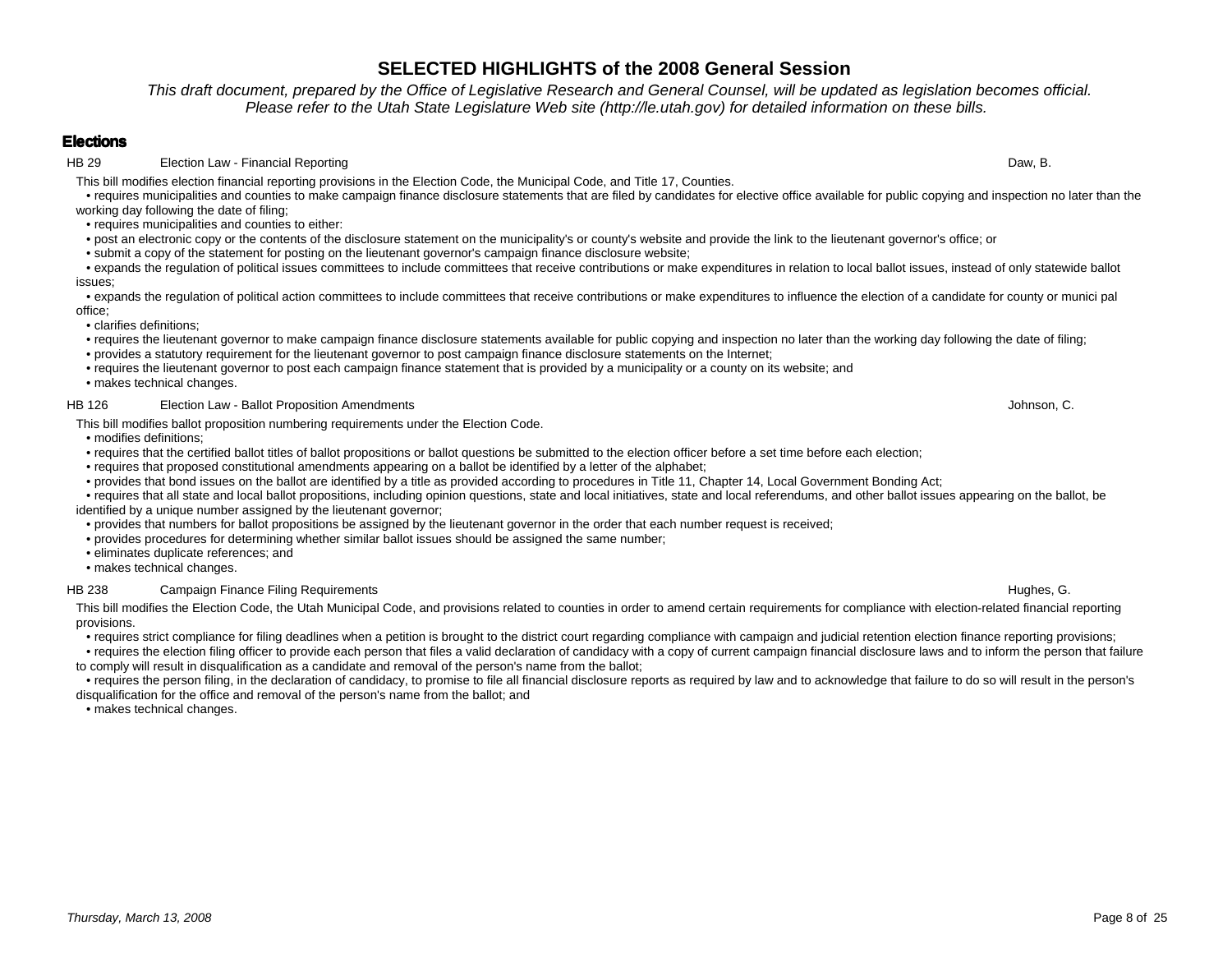# SELECTED HIGHLIGHTS of the 2008 General Session

*This draft document, prepared by the Office of Legislative Research and General Counsel, will be updated as legislation becomes official. Please refer to the Utah State Legislature Web site (http://le.utah.gov) for detailed information on these bills.*

## Elections

**HB 29 — Election Law - Financial Reporting — Daw, B.**

This bill modifies election financial reporting provisions in the Election Code, the Municipal Code, and Title 17, Counties.

- requires municipalities and counties to make campaign finance disclosure statements that are filed by candidates for elective office available for public copying and inspection no later than the working day following the date of filing;
- requires municipalities and counties to either:
- post an electronic copy or the contents of the disclosure statement on the municipality's or county's website and provide the link to the lieutenant governor's office; or
- submit a copy of the statement for posting on the lieutenant governor's campaign finance disclosure website;
- expands the regulation of political issues committees to include committees that receive contributions or make expenditures in relation to local ballot issues, instead of only statewide ballot issues;
- expands the regulation of political action committees to include committees that receive contributions or make expenditures to influence the election of a candidate for county or munici pal office;
- clarifies definitions;
- requires the lieutenant governor to make campaign finance disclosure statements available for public copying and inspection no later than the working day following the date of filing;
- provides a statutory requirement for the lieutenant governor to post campaign finance disclosure statements on the Internet;
- requires the lieutenant governor to post each campaign finance statement that is provided by a municipality or a county on its website; and
- makes technical changes.

**HB 126 — Election Law - Ballot Proposition Amendments — Johnson, C.**

This bill modifies ballot proposition numbering requirements under the Election Code.

- modifies definitions;
- requires that the certified ballot titles of ballot propositions or ballot questions be submitted to the election officer before a set time before each election;
- requires that proposed constitutional amendments appearing on a ballot be identified by a letter of the alphabet;
- provides that bond issues on the ballot are identified by a title as provided according to procedures in Title 11, Chapter 14, Local Government Bonding Act;
- requires that all state and local ballot propositions, including opinion questions, state and local initiatives, state and local referendums, and other ballot issues appearing on the ballot, be identified by a unique number assigned by the lieutenant governor;
- provides that numbers for ballot propositions be assigned by the lieutenant governor in the order that each number request is received;
- provides procedures for determining whether similar ballot issues should be assigned the same number;
- eliminates duplicate references; and
- makes technical changes.

**HB 238 — Campaign Finance Filing Requirements — Hughes, G.**

This bill modifies the Election Code, the Utah Municipal Code, and provisions related to counties in order to amend certain requirements for compliance with election-related financial reporting provisions.

- requires strict compliance for filing deadlines when a petition is brought to the district court regarding compliance with campaign and judicial retention election finance reporting provisions;
- requires the election filing officer to provide each person that files a valid declaration of candidacy with a copy of current campaign financial disclosure laws and to inform the person that failure to comply will result in disqualification as a candidate and removal of the person's name from the ballot;
- requires the person filing, in the declaration of candidacy, to promise to file all financial disclosure reports as required by law and to acknowledge that failure to do so will result in the person's disqualification for the office and removal of the person's name from the ballot; and
- makes technical changes.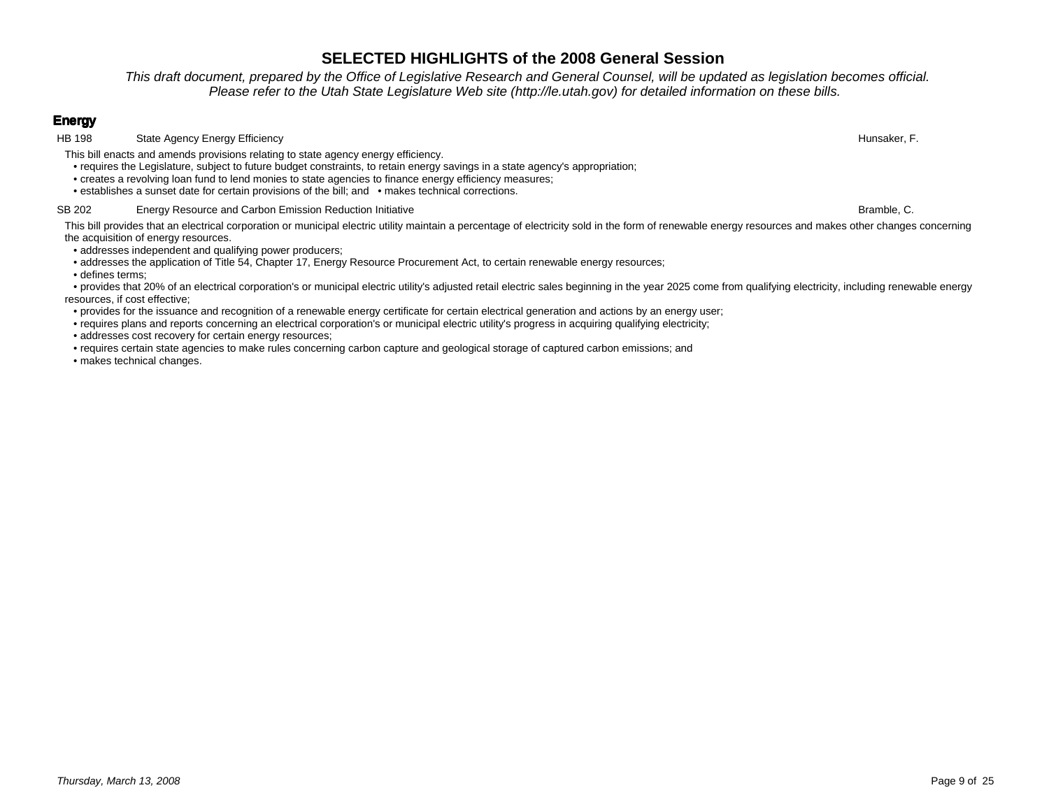# SELECTED HIGHLIGHTS of the 2008 General Session

*This draft document, prepared by the Office of Legislative Research and General Counsel, will be updated as legislation becomes official. Please refer to the Utah State Legislature Web site (http://le.utah.gov) for detailed information on these bills.*

## Energy

**HB 198 — State Agency Energy Efficiency — Hunsaker, F.**

This bill enacts and amends provisions relating to state agency energy efficiency.

- requires the Legislature, subject to future budget constraints, to retain energy savings in a state agency's appropriation;
- creates a revolving loan fund to lend monies to state agencies to finance energy efficiency measures;
- establishes a sunset date for certain provisions of the bill; and
- makes technical corrections.

**SB 202 — Energy Resource and Carbon Emission Reduction Initiative — Bramble, C.**

This bill provides that an electrical corporation or municipal electric utility maintain a percentage of electricity sold in the form of renewable energy resources and makes other changes concerning the acquisition of energy resources.

- addresses independent and qualifying power producers;
- addresses the application of Title 54, Chapter 17, Energy Resource Procurement Act, to certain renewable energy resources;
- defines terms;
- provides that 20% of an electrical corporation's or municipal electric utility's adjusted retail electric sales beginning in the year 2025 come from qualifying electricity, including renewable energy resources, if cost effective;
- provides for the issuance and recognition of a renewable energy certificate for certain electrical generation and actions by an energy user;
- requires plans and reports concerning an electrical corporation's or municipal electric utility's progress in acquiring qualifying electricity;
- addresses cost recovery for certain energy resources;
- requires certain state agencies to make rules concerning carbon capture and geological storage of captured carbon emissions; and
- makes technical changes.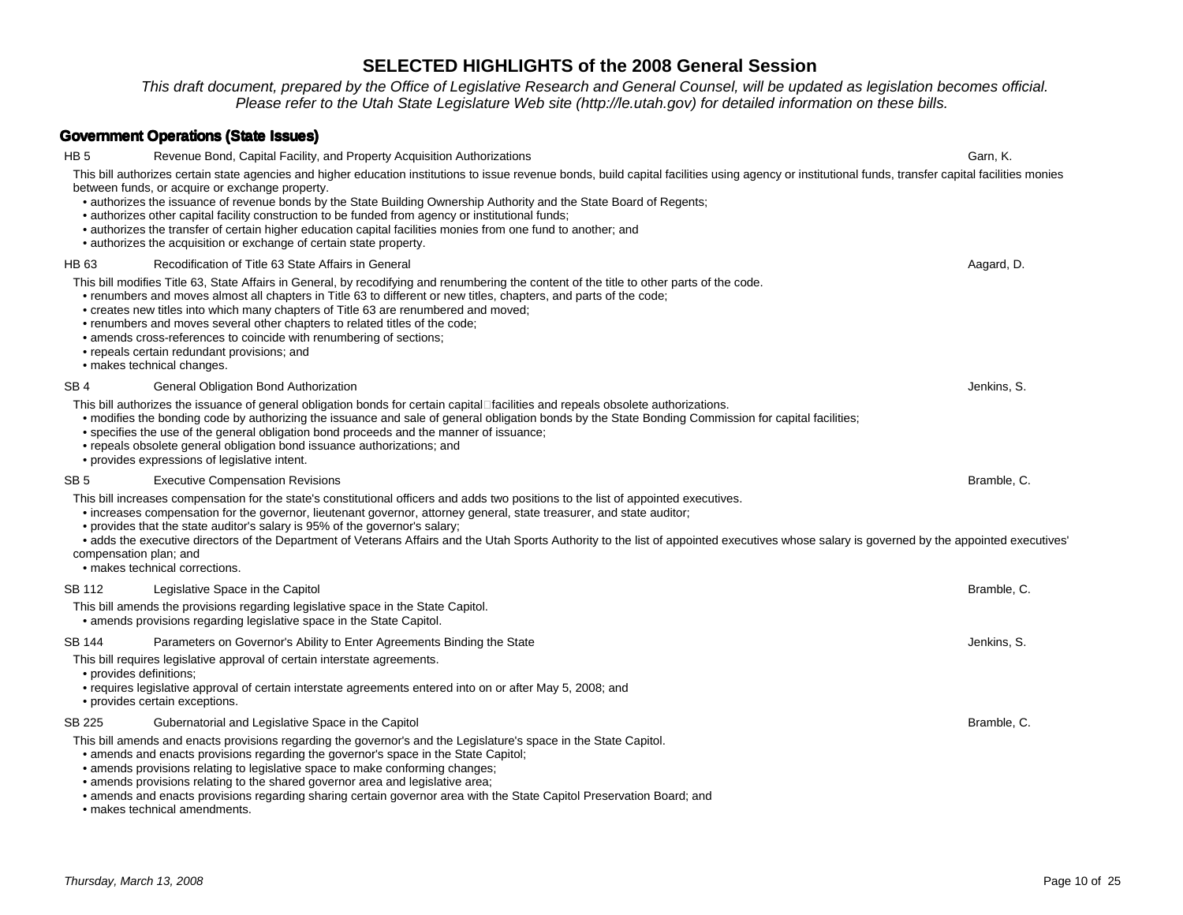# SELECTED HIGHLIGHTS of the 2008 General Session

*This draft document, prepared by the Office of Legislative Research and General Counsel, will be updated as legislation becomes official. Please refer to the Utah State Legislature Web site (http://le.utah.gov) for detailed information on these bills.*

## Government Operations (State Issues)

**HB 5** — Revenue Bond, Capital Facility, and Property Acquisition Authorizations — Garn, K.

This bill authorizes certain state agencies and higher education institutions to issue revenue bonds, build capital facilities using agency or institutional funds, transfer capital facilities monies between funds, or acquire or exchange property.

- authorizes the issuance of revenue bonds by the State Building Ownership Authority and the State Board of Regents;
- authorizes other capital facility construction to be funded from agency or institutional funds;
- authorizes the transfer of certain higher education capital facilities monies from one fund to another; and
- authorizes the acquisition or exchange of certain state property.

**HB 63** — Recodification of Title 63 State Affairs in General — Aagard, D.

This bill modifies Title 63, State Affairs in General, by recodifying and renumbering the content of the title to other parts of the code.

- renumbers and moves almost all chapters in Title 63 to different or new titles, chapters, and parts of the code;
- creates new titles into which many chapters of Title 63 are renumbered and moved;
- renumbers and moves several other chapters to related titles of the code;
- amends cross-references to coincide with renumbering of sections;
- repeals certain redundant provisions; and
- makes technical changes.

**SB 4** — General Obligation Bond Authorization — Jenkins, S.

This bill authorizes the issuance of general obligation bonds for certain capital facilities and repeals obsolete authorizations.

- modifies the bonding code by authorizing the issuance and sale of general obligation bonds by the State Bonding Commission for capital facilities;
- specifies the use of the general obligation bond proceeds and the manner of issuance;
- repeals obsolete general obligation bond issuance authorizations; and
- provides expressions of legislative intent.

**SB 5** — Executive Compensation Revisions — Bramble, C.

This bill increases compensation for the state's constitutional officers and adds two positions to the list of appointed executives.

- increases compensation for the governor, lieutenant governor, attorney general, state treasurer, and state auditor;
- provides that the state auditor's salary is 95% of the governor's salary;
- adds the executive directors of the Department of Veterans Affairs and the Utah Sports Authority to the list of appointed executives whose salary is governed by the appointed executives' compensation plan; and
- makes technical corrections.

**SB 112** — Legislative Space in the Capitol — Bramble, C.

This bill amends the provisions regarding legislative space in the State Capitol.

- amends provisions regarding legislative space in the State Capitol.

**SB 144** — Parameters on Governor's Ability to Enter Agreements Binding the State — Jenkins, S.

This bill requires legislative approval of certain interstate agreements.

- provides definitions;
- requires legislative approval of certain interstate agreements entered into on or after May 5, 2008; and
- provides certain exceptions.

**SB 225** — Gubernatorial and Legislative Space in the Capitol — Bramble, C.

This bill amends and enacts provisions regarding the governor's and the Legislature's space in the State Capitol.

- amends and enacts provisions regarding the governor's space in the State Capitol;
- amends provisions relating to legislative space to make conforming changes;
- amends provisions relating to the shared governor area and legislative area;
- amends and enacts provisions regarding sharing certain governor area with the State Capitol Preservation Board; and
- makes technical amendments.

*Thursday, March 13, 2008*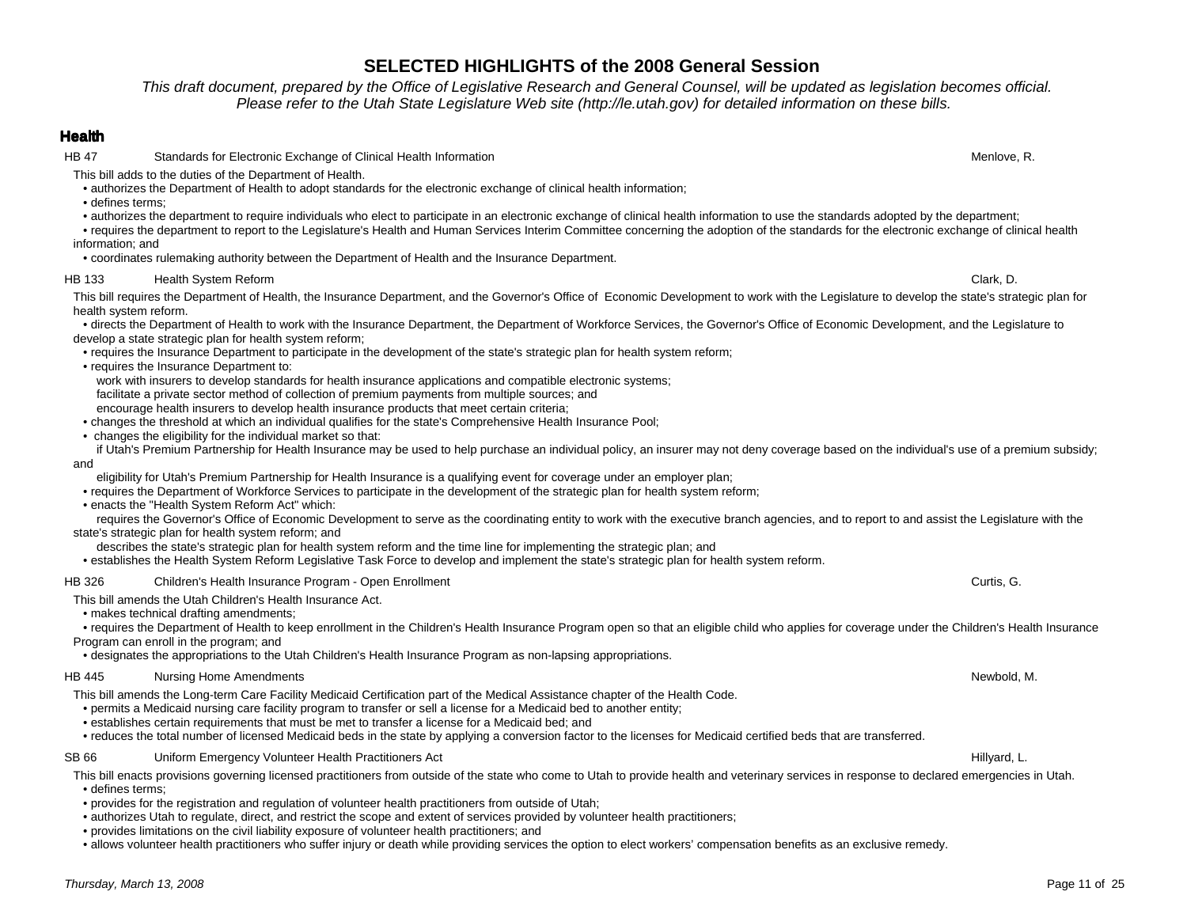# SELECTED HIGHLIGHTS of the 2008 General Session

*This draft document, prepared by the Office of Legislative Research and General Counsel, will be updated as legislation becomes official. Please refer to the Utah State Legislature Web site (http://le.utah.gov) for detailed information on these bills.*

## Health

**HB 47 — Standards for Electronic Exchange of Clinical Health Information — Menlove, R.**

This bill adds to the duties of the Department of Health.

- authorizes the Department of Health to adopt standards for the electronic exchange of clinical health information;
- defines terms;
- authorizes the department to require individuals who elect to participate in an electronic exchange of clinical health information to use the standards adopted by the department;
- requires the department to report to the Legislature's Health and Human Services Interim Committee concerning the adoption of the standards for the electronic exchange of clinical health information; and
- coordinates rulemaking authority between the Department of Health and the Insurance Department.

**HB 133 — Health System Reform — Clark, D.**

This bill requires the Department of Health, the Insurance Department, and the Governor's Office of Economic Development to work with the Legislature to develop the state's strategic plan for health system reform.

- directs the Department of Health to work with the Insurance Department, the Department of Workforce Services, the Governor's Office of Economic Development, and the Legislature to develop a state strategic plan for health system reform;
- requires the Insurance Department to participate in the development of the state's strategic plan for health system reform;
- requires the Insurance Department to:
  - work with insurers to develop standards for health insurance applications and compatible electronic systems;
  - facilitate a private sector method of collection of premium payments from multiple sources; and
  - encourage health insurers to develop health insurance products that meet certain criteria;
- changes the threshold at which an individual qualifies for the state's Comprehensive Health Insurance Pool;
- changes the eligibility for the individual market so that:
  - if Utah's Premium Partnership for Health Insurance may be used to help purchase an individual policy, an insurer may not deny coverage based on the individual's use of a premium subsidy; and
  - eligibility for Utah's Premium Partnership for Health Insurance is a qualifying event for coverage under an employer plan;
- requires the Department of Workforce Services to participate in the development of the strategic plan for health system reform;
- enacts the "Health System Reform Act" which:
  - requires the Governor's Office of Economic Development to serve as the coordinating entity to work with the executive branch agencies, and to report to and assist the Legislature with the state's strategic plan for health system reform; and
  - describes the state's strategic plan for health system reform and the time line for implementing the strategic plan; and
- establishes the Health System Reform Legislative Task Force to develop and implement the state's strategic plan for health system reform.

**HB 326 — Children's Health Insurance Program - Open Enrollment — Curtis, G.**

This bill amends the Utah Children's Health Insurance Act.

- makes technical drafting amendments;
- requires the Department of Health to keep enrollment in the Children's Health Insurance Program open so that an eligible child who applies for coverage under the Children's Health Insurance Program can enroll in the program; and
- designates the appropriations to the Utah Children's Health Insurance Program as non-lapsing appropriations.

**HB 445 — Nursing Home Amendments — Newbold, M.**

This bill amends the Long-term Care Facility Medicaid Certification part of the Medical Assistance chapter of the Health Code.

- permits a Medicaid nursing care facility program to transfer or sell a license for a Medicaid bed to another entity;
- establishes certain requirements that must be met to transfer a license for a Medicaid bed; and
- reduces the total number of licensed Medicaid beds in the state by applying a conversion factor to the licenses for Medicaid certified beds that are transferred.

**SB 66 — Uniform Emergency Volunteer Health Practitioners Act — Hillyard, L.**

This bill enacts provisions governing licensed practitioners from outside of the state who come to Utah to provide health and veterinary services in response to declared emergencies in Utah.

- defines terms;
- provides for the registration and regulation of volunteer health practitioners from outside of Utah;
- authorizes Utah to regulate, direct, and restrict the scope and extent of services provided by volunteer health practitioners;
- provides limitations on the civil liability exposure of volunteer health practitioners; and
- allows volunteer health practitioners who suffer injury or death while providing services the option to elect workers' compensation benefits as an exclusive remedy.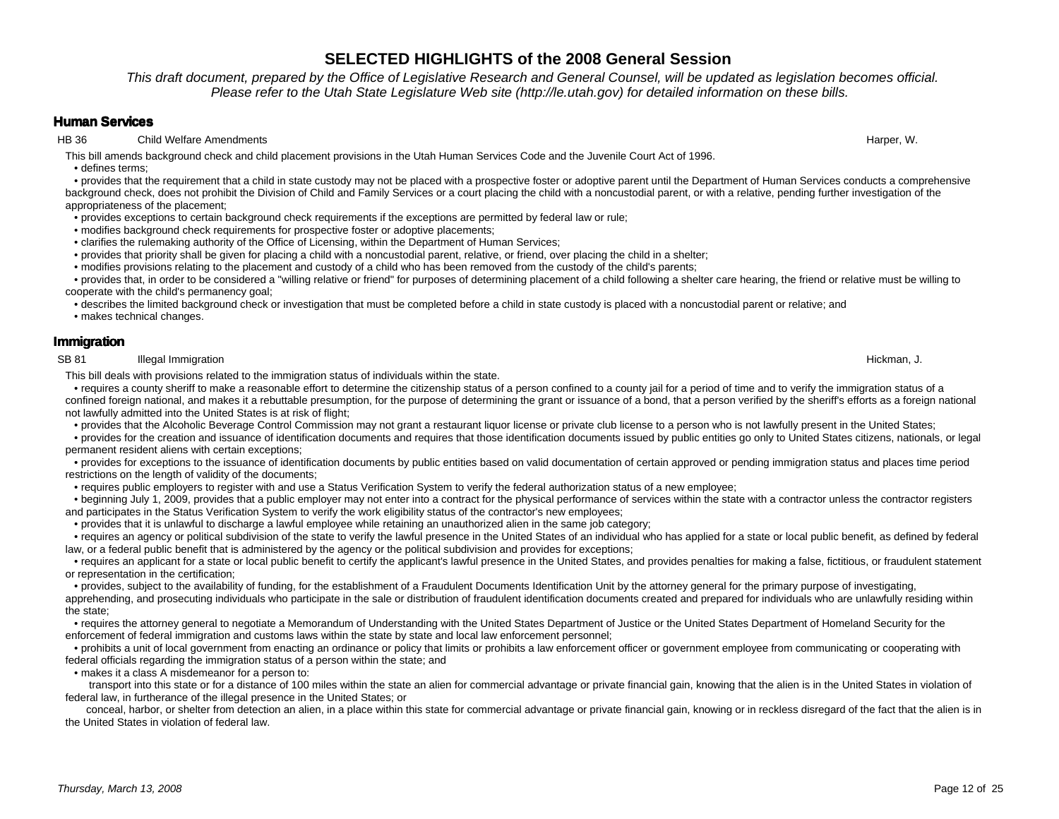# SELECTED HIGHLIGHTS of the 2008 General Session

*This draft document, prepared by the Office of Legislative Research and General Counsel, will be updated as legislation becomes official. Please refer to the Utah State Legislature Web site (http://le.utah.gov) for detailed information on these bills.*

## Human Services

**HB 36** Child Welfare Amendments — Harper, W.

This bill amends background check and child placement provisions in the Utah Human Services Code and the Juvenile Court Act of 1996.

- defines terms;
- provides that the requirement that a child in state custody may not be placed with a prospective foster or adoptive parent until the Department of Human Services conducts a comprehensive background check, does not prohibit the Division of Child and Family Services or a court placing the child with a noncustodial parent, or with a relative, pending further investigation of the appropriateness of the placement;
- provides exceptions to certain background check requirements if the exceptions are permitted by federal law or rule;
- modifies background check requirements for prospective foster or adoptive placements;
- clarifies the rulemaking authority of the Office of Licensing, within the Department of Human Services;
- provides that priority shall be given for placing a child with a noncustodial parent, relative, or friend, over placing the child in a shelter;
- modifies provisions relating to the placement and custody of a child who has been removed from the custody of the child's parents;
- provides that, in order to be considered a "willing relative or friend" for purposes of determining placement of a child following a shelter care hearing, the friend or relative must be willing to cooperate with the child's permanency goal;
- describes the limited background check or investigation that must be completed before a child in state custody is placed with a noncustodial parent or relative; and
- makes technical changes.

## Immigration

**SB 81** Illegal Immigration — Hickman, J.

This bill deals with provisions related to the immigration status of individuals within the state.

- requires a county sheriff to make a reasonable effort to determine the citizenship status of a person confined to a county jail for a period of time and to verify the immigration status of a confined foreign national, and makes it a rebuttable presumption, for the purpose of determining the grant or issuance of a bond, that a person verified by the sheriff's efforts as a foreign national not lawfully admitted into the United States is at risk of flight;
- provides that the Alcoholic Beverage Control Commission may not grant a restaurant liquor license or private club license to a person who is not lawfully present in the United States;
- provides for the creation and issuance of identification documents and requires that those identification documents issued by public entities go only to United States citizens, nationals, or legal permanent resident aliens with certain exceptions;
- provides for exceptions to the issuance of identification documents by public entities based on valid documentation of certain approved or pending immigration status and places time period restrictions on the length of validity of the documents;
- requires public employers to register with and use a Status Verification System to verify the federal authorization status of a new employee;
- beginning July 1, 2009, provides that a public employer may not enter into a contract for the physical performance of services within the state with a contractor unless the contractor registers and participates in the Status Verification System to verify the work eligibility status of the contractor's new employees;
- provides that it is unlawful to discharge a lawful employee while retaining an unauthorized alien in the same job category;
- requires an agency or political subdivision of the state to verify the lawful presence in the United States of an individual who has applied for a state or local public benefit, as defined by federal law, or a federal public benefit that is administered by the agency or the political subdivision and provides for exceptions;
- requires an applicant for a state or local public benefit to certify the applicant's lawful presence in the United States, and provides penalties for making a false, fictitious, or fraudulent statement or representation in the certification;
- provides, subject to the availability of funding, for the establishment of a Fraudulent Documents Identification Unit by the attorney general for the primary purpose of investigating, apprehending, and prosecuting individuals who participate in the sale or distribution of fraudulent identification documents created and prepared for individuals who are unlawfully residing within the state;
- requires the attorney general to negotiate a Memorandum of Understanding with the United States Department of Justice or the United States Department of Homeland Security for the enforcement of federal immigration and customs laws within the state by state and local law enforcement personnel;
- prohibits a unit of local government from enacting an ordinance or policy that limits or prohibits a law enforcement officer or government employee from communicating or cooperating with federal officials regarding the immigration status of a person within the state; and
- makes it a class A misdemeanor for a person to:
  - transport into this state or for a distance of 100 miles within the state an alien for commercial advantage or private financial gain, knowing that the alien is in the United States in violation of federal law, in furtherance of the illegal presence in the United States; or
  - conceal, harbor, or shelter from detection an alien, in a place within this state for commercial advantage or private financial gain, knowing or in reckless disregard of the fact that the alien is in the United States in violation of federal law.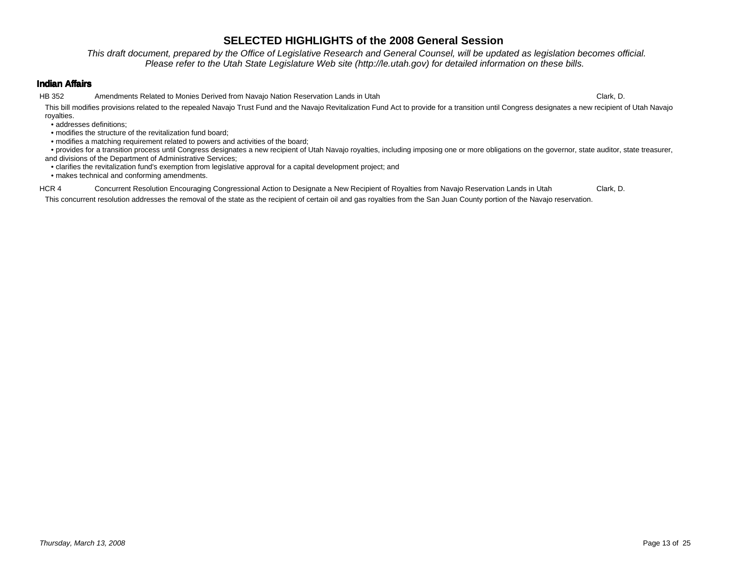# SELECTED HIGHLIGHTS of the 2008 General Session

*This draft document, prepared by the Office of Legislative Research and General Counsel, will be updated as legislation becomes official. Please refer to the Utah State Legislature Web site (http://le.utah.gov) for detailed information on these bills.*

## Indian Affairs

**HB 352** — Amendments Related to Monies Derived from Navajo Nation Reservation Lands in Utah — Clark, D.

This bill modifies provisions related to the repealed Navajo Trust Fund and the Navajo Revitalization Fund Act to provide for a transition until Congress designates a new recipient of Utah Navajo royalties.

- addresses definitions;
- modifies the structure of the revitalization fund board;
- modifies a matching requirement related to powers and activities of the board;
- provides for a transition process until Congress designates a new recipient of Utah Navajo royalties, including imposing one or more obligations on the governor, state auditor, state treasurer, and divisions of the Department of Administrative Services;
- clarifies the revitalization fund's exemption from legislative approval for a capital development project; and
- makes technical and conforming amendments.

**HCR 4** — Concurrent Resolution Encouraging Congressional Action to Designate a New Recipient of Royalties from Navajo Reservation Lands in Utah — Clark, D.

This concurrent resolution addresses the removal of the state as the recipient of certain oil and gas royalties from the San Juan County portion of the Navajo reservation.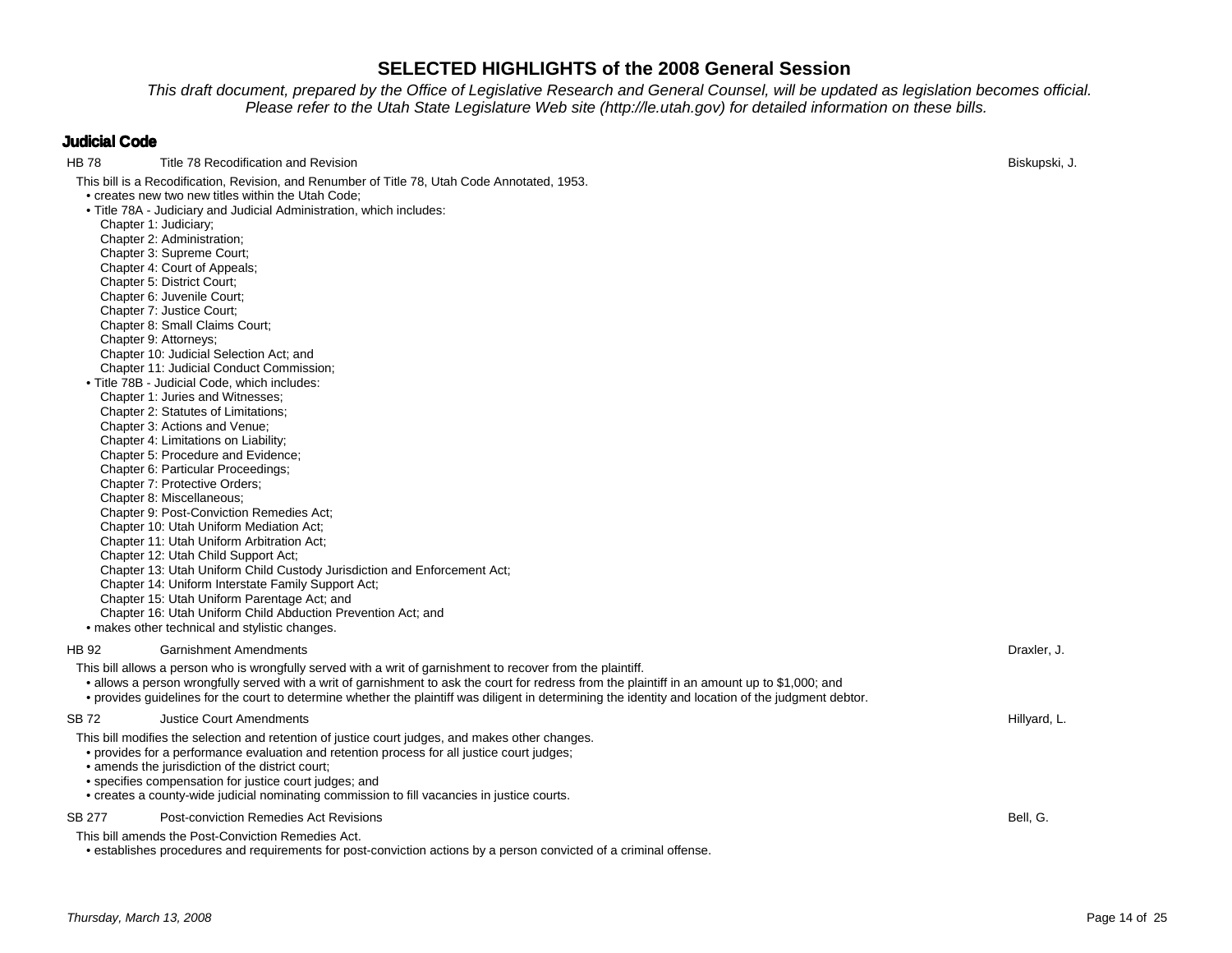# SELECTED HIGHLIGHTS of the 2008 General Session

*This draft document, prepared by the Office of Legislative Research and General Counsel, will be updated as legislation becomes official. Please refer to the Utah State Legislature Web site (http://le.utah.gov) for detailed information on these bills.*

## Judicial Code

**HB 78** Title 78 Recodification and Revision — Biskupski, J.

This bill is a Recodification, Revision, and Renumber of Title 78, Utah Code Annotated, 1953.

- creates new two new titles within the Utah Code;
- Title 78A - Judiciary and Judicial Administration, which includes:
  - Chapter 1: Judiciary;
  - Chapter 2: Administration;
  - Chapter 3: Supreme Court;
  - Chapter 4: Court of Appeals;
  - Chapter 5: District Court;
  - Chapter 6: Juvenile Court;
  - Chapter 7: Justice Court;
  - Chapter 8: Small Claims Court;
  - Chapter 9: Attorneys;
  - Chapter 10: Judicial Selection Act; and
  - Chapter 11: Judicial Conduct Commission;
- Title 78B - Judicial Code, which includes:
  - Chapter 1: Juries and Witnesses;
  - Chapter 2: Statutes of Limitations;
  - Chapter 3: Actions and Venue;
  - Chapter 4: Limitations on Liability;
  - Chapter 5: Procedure and Evidence;
  - Chapter 6: Particular Proceedings;
  - Chapter 7: Protective Orders;
  - Chapter 8: Miscellaneous;
  - Chapter 9: Post-Conviction Remedies Act;
  - Chapter 10: Utah Uniform Mediation Act;
  - Chapter 11: Utah Uniform Arbitration Act;
  - Chapter 12: Utah Child Support Act;
  - Chapter 13: Utah Uniform Child Custody Jurisdiction and Enforcement Act;
  - Chapter 14: Uniform Interstate Family Support Act;
  - Chapter 15: Utah Uniform Parentage Act; and
  - Chapter 16: Utah Uniform Child Abduction Prevention Act; and
- makes other technical and stylistic changes.

**HB 92** Garnishment Amendments — Draxler, J.

This bill allows a person who is wrongfully served with a writ of garnishment to recover from the plaintiff.

- allows a person wrongfully served with a writ of garnishment to ask the court for redress from the plaintiff in an amount up to $1,000; and
- provides guidelines for the court to determine whether the plaintiff was diligent in determining the identity and location of the judgment debtor.

**SB 72** Justice Court Amendments — Hillyard, L.

This bill modifies the selection and retention of justice court judges, and makes other changes.

- provides for a performance evaluation and retention process for all justice court judges;
- amends the jurisdiction of the district court;
- specifies compensation for justice court judges; and
- creates a county-wide judicial nominating commission to fill vacancies in justice courts.

**SB 277** Post-conviction Remedies Act Revisions — Bell, G.

This bill amends the Post-Conviction Remedies Act.

- establishes procedures and requirements for post-conviction actions by a person convicted of a criminal offense.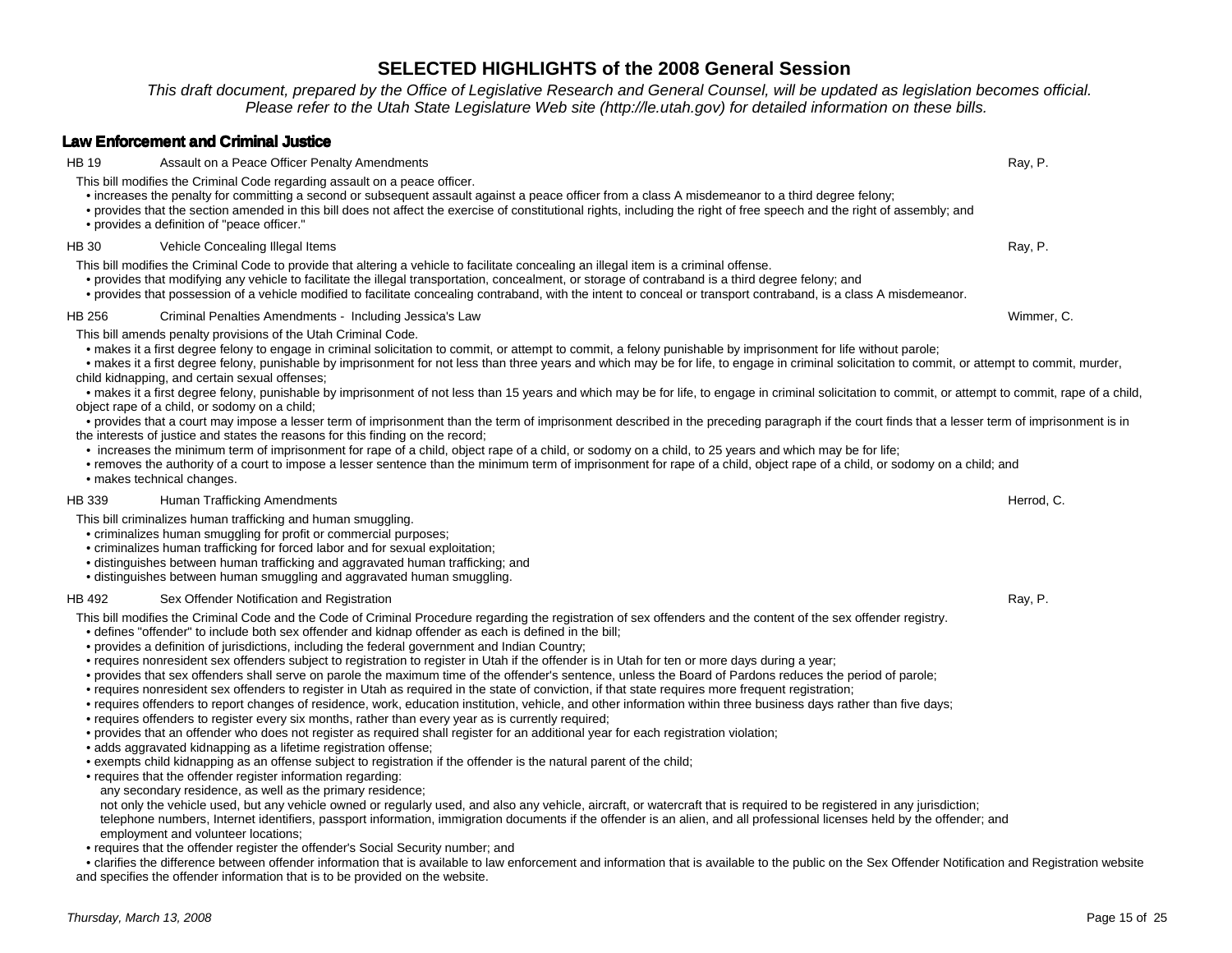# SELECTED HIGHLIGHTS of the 2008 General Session

*This draft document, prepared by the Office of Legislative Research and General Counsel, will be updated as legislation becomes official. Please refer to the Utah State Legislature Web site (http://le.utah.gov) for detailed information on these bills.*

## Law Enforcement and Criminal Justice

**HB 19** — Assault on a Peace Officer Penalty Amendments — Ray, P.

This bill modifies the Criminal Code regarding assault on a peace officer.

- increases the penalty for committing a second or subsequent assault against a peace officer from a class A misdemeanor to a third degree felony;
- provides that the section amended in this bill does not affect the exercise of constitutional rights, including the right of free speech and the right of assembly; and
- provides a definition of "peace officer."

**HB 30** — Vehicle Concealing Illegal Items — Ray, P.

This bill modifies the Criminal Code to provide that altering a vehicle to facilitate concealing an illegal item is a criminal offense.

- provides that modifying any vehicle to facilitate the illegal transportation, concealment, or storage of contraband is a third degree felony; and
- provides that possession of a vehicle modified to facilitate concealing contraband, with the intent to conceal or transport contraband, is a class A misdemeanor.

**HB 256** — Criminal Penalties Amendments - Including Jessica's Law — Wimmer, C.

This bill amends penalty provisions of the Utah Criminal Code.

- makes it a first degree felony to engage in criminal solicitation to commit, or attempt to commit, a felony punishable by imprisonment for life without parole;
- makes it a first degree felony, punishable by imprisonment for not less than three years and which may be for life, to engage in criminal solicitation to commit, or attempt to commit, murder, child kidnapping, and certain sexual offenses;
- makes it a first degree felony, punishable by imprisonment of not less than 15 years and which may be for life, to engage in criminal solicitation to commit, or attempt to commit, rape of a child, object rape of a child, or sodomy on a child;
- provides that a court may impose a lesser term of imprisonment than the term of imprisonment described in the preceding paragraph if the court finds that a lesser term of imprisonment is in the interests of justice and states the reasons for this finding on the record;
- increases the minimum term of imprisonment for rape of a child, object rape of a child, or sodomy on a child, to 25 years and which may be for life;
- removes the authority of a court to impose a lesser sentence than the minimum term of imprisonment for rape of a child, object rape of a child, or sodomy on a child; and
- makes technical changes.

**HB 339** — Human Trafficking Amendments — Herrod, C.

This bill criminalizes human trafficking and human smuggling.

- criminalizes human smuggling for profit or commercial purposes;
- criminalizes human trafficking for forced labor and for sexual exploitation;
- distinguishes between human trafficking and aggravated human trafficking; and
- distinguishes between human smuggling and aggravated human smuggling.

**HB 492** — Sex Offender Notification and Registration — Ray, P.

This bill modifies the Criminal Code and the Code of Criminal Procedure regarding the registration of sex offenders and the content of the sex offender registry.

- defines "offender" to include both sex offender and kidnap offender as each is defined in the bill;
- provides a definition of jurisdictions, including the federal government and Indian Country;
- requires nonresident sex offenders subject to registration to register in Utah if the offender is in Utah for ten or more days during a year;
- provides that sex offenders shall serve on parole the maximum time of the offender's sentence, unless the Board of Pardons reduces the period of parole;
- requires nonresident sex offenders to register in Utah as required in the state of conviction, if that state requires more frequent registration;
- requires offenders to report changes of residence, work, education institution, vehicle, and other information within three business days rather than five days;
- requires offenders to register every six months, rather than every year as is currently required;
- provides that an offender who does not register as required shall register for an additional year for each registration violation;
- adds aggravated kidnapping as a lifetime registration offense;
- exempts child kidnapping as an offense subject to registration if the offender is the natural parent of the child;
- requires that the offender register information regarding:
  - any secondary residence, as well as the primary residence;
  - not only the vehicle used, but any vehicle owned or regularly used, and also any vehicle, aircraft, or watercraft that is required to be registered in any jurisdiction;
  - telephone numbers, Internet identifiers, passport information, immigration documents if the offender is an alien, and all professional licenses held by the offender; and
  - employment and volunteer locations;
- requires that the offender register the offender's Social Security number; and
- clarifies the difference between offender information that is available to law enforcement and information that is available to the public on the Sex Offender Notification and Registration website and specifies the offender information that is to be provided on the website.

*Thursday, March 13, 2008*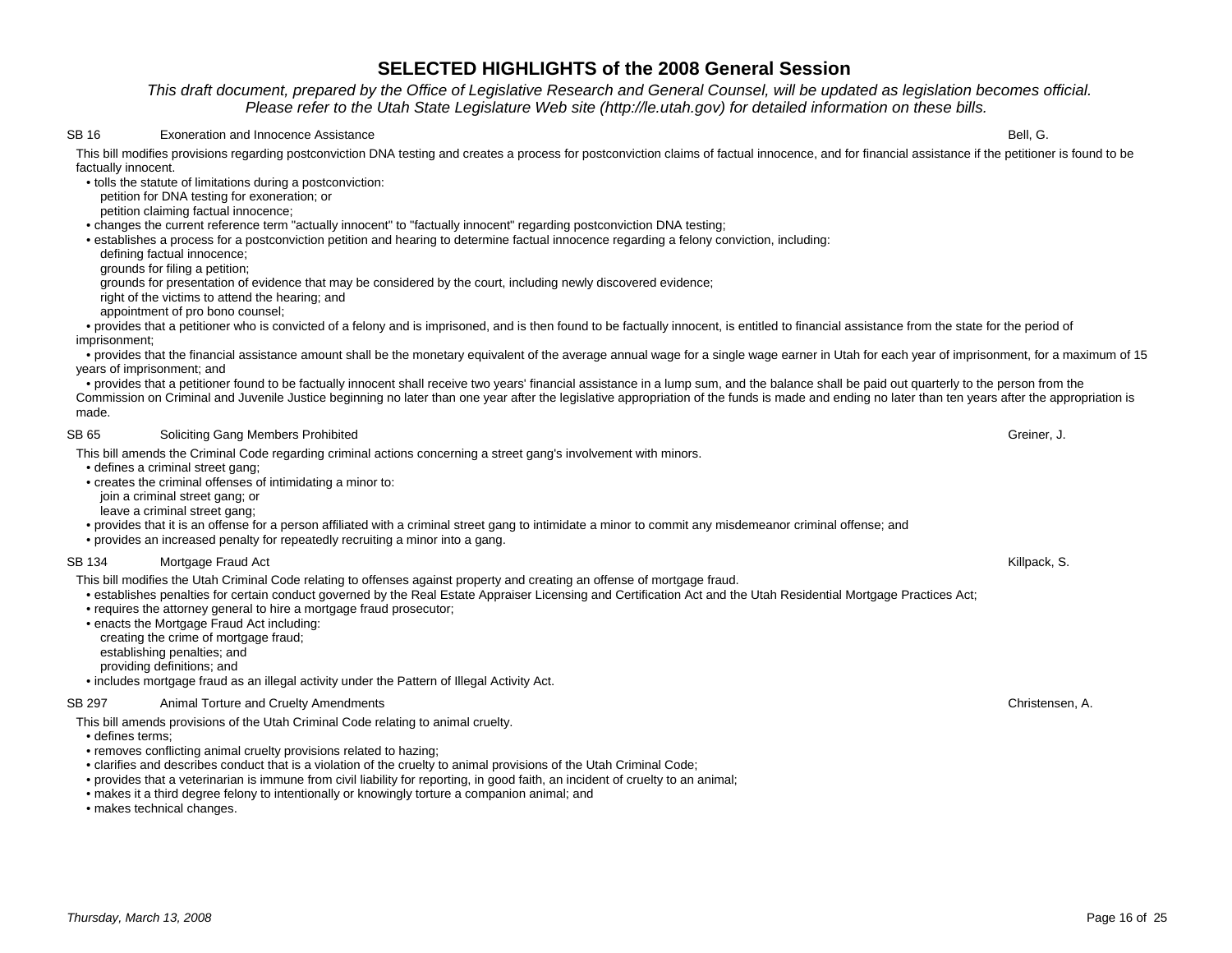# SELECTED HIGHLIGHTS of the 2008 General Session

*This draft document, prepared by the Office of Legislative Research and General Counsel, will be updated as legislation becomes official. Please refer to the Utah State Legislature Web site (http://le.utah.gov) for detailed information on these bills.*

**SB 16 — Exoneration and Innocence Assistance — Bell, G.**

This bill modifies provisions regarding postconviction DNA testing and creates a process for postconviction claims of factual innocence, and for financial assistance if the petitioner is found to be factually innocent.

- tolls the statute of limitations during a postconviction:
  - petition for DNA testing for exoneration; or
  - petition claiming factual innocence;
- changes the current reference term "actually innocent" to "factually innocent" regarding postconviction DNA testing;
- establishes a process for a postconviction petition and hearing to determine factual innocence regarding a felony conviction, including:
  - defining factual innocence;
  - grounds for filing a petition;
  - grounds for presentation of evidence that may be considered by the court, including newly discovered evidence;
  - right of the victims to attend the hearing; and
  - appointment of pro bono counsel;
- provides that a petitioner who is convicted of a felony and is imprisoned, and is then found to be factually innocent, is entitled to financial assistance from the state for the period of imprisonment;
- provides that the financial assistance amount shall be the monetary equivalent of the average annual wage for a single wage earner in Utah for each year of imprisonment, for a maximum of 15 years of imprisonment; and
- provides that a petitioner found to be factually innocent shall receive two years' financial assistance in a lump sum, and the balance shall be paid out quarterly to the person from the Commission on Criminal and Juvenile Justice beginning no later than one year after the legislative appropriation of the funds is made and ending no later than ten years after the appropriation is made.

**SB 65 — Soliciting Gang Members Prohibited — Greiner, J.**

This bill amends the Criminal Code regarding criminal actions concerning a street gang's involvement with minors.

- defines a criminal street gang;
- creates the criminal offenses of intimidating a minor to:
  - join a criminal street gang; or
  - leave a criminal street gang;
- provides that it is an offense for a person affiliated with a criminal street gang to intimidate a minor to commit any misdemeanor criminal offense; and
- provides an increased penalty for repeatedly recruiting a minor into a gang.

**SB 134 — Mortgage Fraud Act — Killpack, S.**

This bill modifies the Utah Criminal Code relating to offenses against property and creating an offense of mortgage fraud.

- establishes penalties for certain conduct governed by the Real Estate Appraiser Licensing and Certification Act and the Utah Residential Mortgage Practices Act;
- requires the attorney general to hire a mortgage fraud prosecutor;
- enacts the Mortgage Fraud Act including:
  - creating the crime of mortgage fraud;
  - establishing penalties; and
  - providing definitions; and
- includes mortgage fraud as an illegal activity under the Pattern of Illegal Activity Act.

**SB 297 — Animal Torture and Cruelty Amendments — Christensen, A.**

This bill amends provisions of the Utah Criminal Code relating to animal cruelty.

- defines terms;
- removes conflicting animal cruelty provisions related to hazing;
- clarifies and describes conduct that is a violation of the cruelty to animal provisions of the Utah Criminal Code;
- provides that a veterinarian is immune from civil liability for reporting, in good faith, an incident of cruelty to an animal;
- makes it a third degree felony to intentionally or knowingly torture a companion animal; and
- makes technical changes.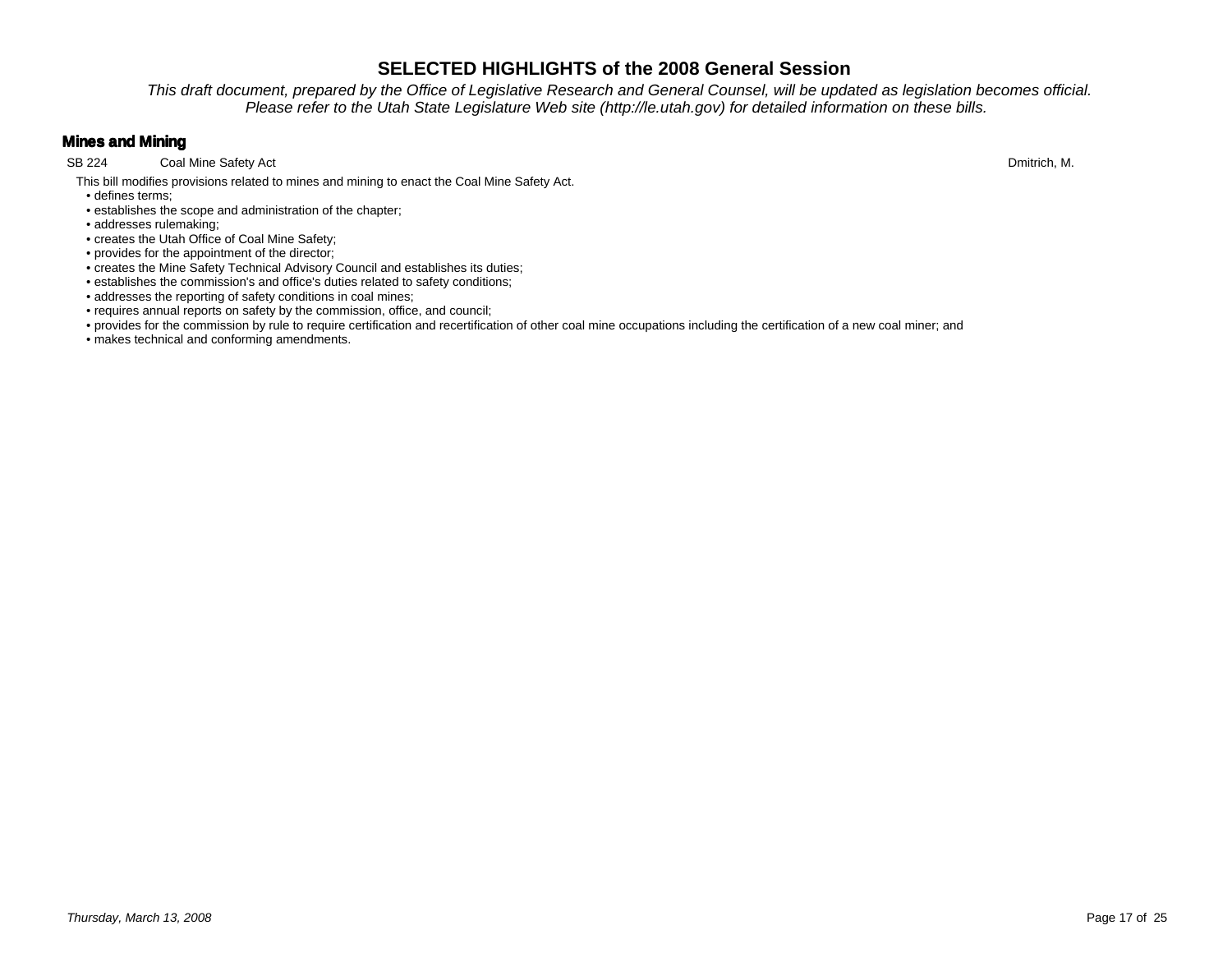# SELECTED HIGHLIGHTS of the 2008 General Session

*This draft document, prepared by the Office of Legislative Research and General Counsel, will be updated as legislation becomes official. Please refer to the Utah State Legislature Web site (http://le.utah.gov) for detailed information on these bills.*

## Mines and Mining

SB 224 Coal Mine Safety Act Dmitrich, M.

This bill modifies provisions related to mines and mining to enact the Coal Mine Safety Act.

- defines terms;
- establishes the scope and administration of the chapter;
- addresses rulemaking;
- creates the Utah Office of Coal Mine Safety;
- provides for the appointment of the director;
- creates the Mine Safety Technical Advisory Council and establishes its duties;
- establishes the commission's and office's duties related to safety conditions;
- addresses the reporting of safety conditions in coal mines;
- requires annual reports on safety by the commission, office, and council;
- provides for the commission by rule to require certification and recertification of other coal mine occupations including the certification of a new coal miner; and
- makes technical and conforming amendments.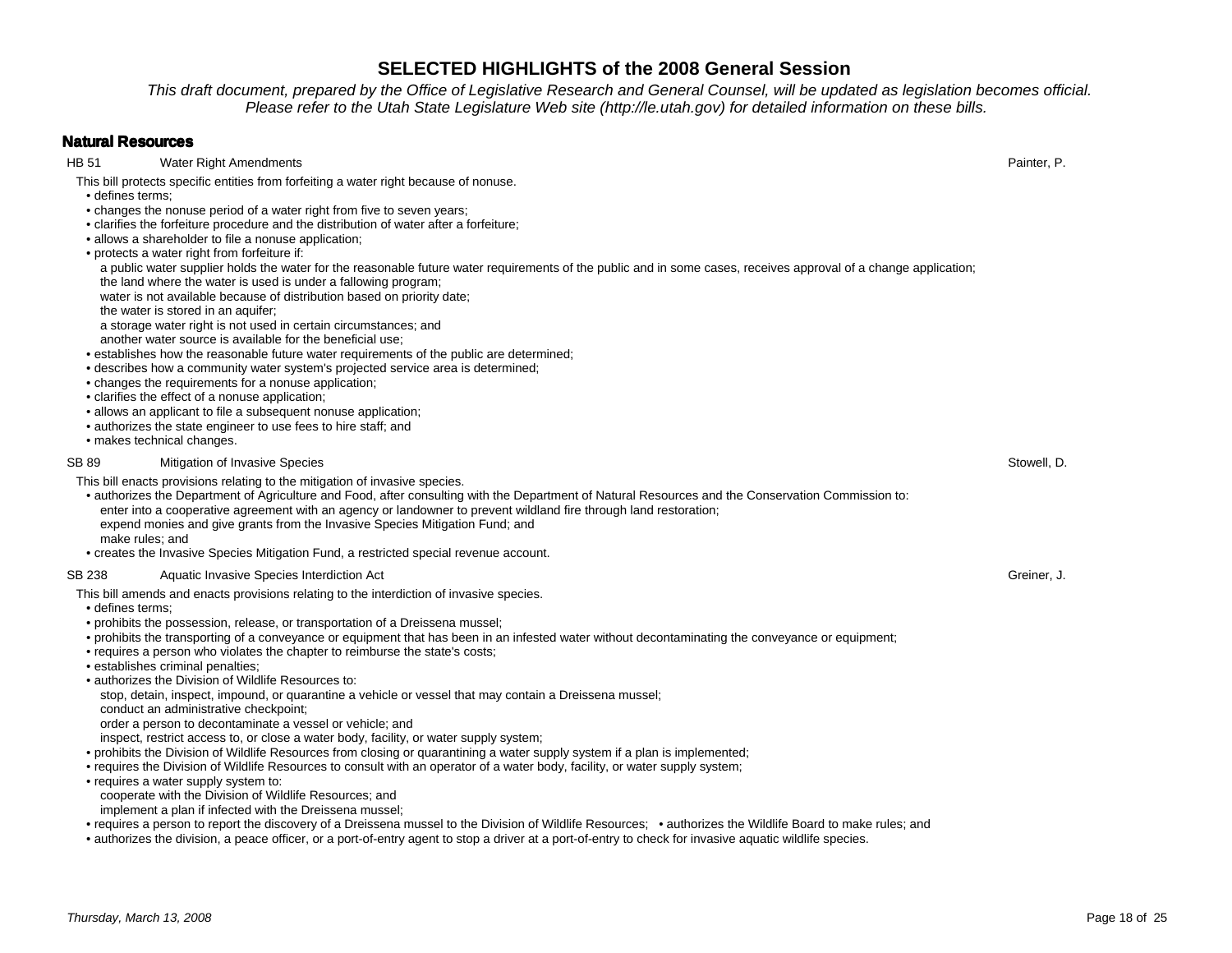# SELECTED HIGHLIGHTS of the 2008 General Session

*This draft document, prepared by the Office of Legislative Research and General Counsel, will be updated as legislation becomes official. Please refer to the Utah State Legislature Web site (http://le.utah.gov) for detailed information on these bills.*

## Natural Resources

**HB 51** Water Right Amendments — Painter, P.

This bill protects specific entities from forfeiting a water right because of nonuse.

- defines terms;
- changes the nonuse period of a water right from five to seven years;
- clarifies the forfeiture procedure and the distribution of water after a forfeiture;
- allows a shareholder to file a nonuse application;
- protects a water right from forfeiture if:
  - a public water supplier holds the water for the reasonable future water requirements of the public and in some cases, receives approval of a change application;
  - the land where the water is used is under a fallowing program;
  - water is not available because of distribution based on priority date;
  - the water is stored in an aquifer;
  - a storage water right is not used in certain circumstances; and
  - another water source is available for the beneficial use;
- establishes how the reasonable future water requirements of the public are determined;
- describes how a community water system's projected service area is determined;
- changes the requirements for a nonuse application;
- clarifies the effect of a nonuse application;
- allows an applicant to file a subsequent nonuse application;
- authorizes the state engineer to use fees to hire staff; and
- makes technical changes.

**SB 89** Mitigation of Invasive Species — Stowell, D.

This bill enacts provisions relating to the mitigation of invasive species.

- authorizes the Department of Agriculture and Food, after consulting with the Department of Natural Resources and the Conservation Commission to:
  - enter into a cooperative agreement with an agency or landowner to prevent wildland fire through land restoration;
  - expend monies and give grants from the Invasive Species Mitigation Fund; and
  - make rules; and
- creates the Invasive Species Mitigation Fund, a restricted special revenue account.

**SB 238** Aquatic Invasive Species Interdiction Act — Greiner, J.

This bill amends and enacts provisions relating to the interdiction of invasive species.

- defines terms;
- prohibits the possession, release, or transportation of a Dreissena mussel;
- prohibits the transporting of a conveyance or equipment that has been in an infested water without decontaminating the conveyance or equipment;
- requires a person who violates the chapter to reimburse the state's costs;
- establishes criminal penalties;
- authorizes the Division of Wildlife Resources to:
  - stop, detain, inspect, impound, or quarantine a vehicle or vessel that may contain a Dreissena mussel;
  - conduct an administrative checkpoint;
  - order a person to decontaminate a vessel or vehicle; and
  - inspect, restrict access to, or close a water body, facility, or water supply system;
- prohibits the Division of Wildlife Resources from closing or quarantining a water supply system if a plan is implemented;
- requires the Division of Wildlife Resources to consult with an operator of a water body, facility, or water supply system;
- requires a water supply system to:
  - cooperate with the Division of Wildlife Resources; and
  - implement a plan if infected with the Dreissena mussel;
- requires a person to report the discovery of a Dreissena mussel to the Division of Wildlife Resources;
- authorizes the Wildlife Board to make rules; and
- authorizes the division, a peace officer, or a port-of-entry agent to stop a driver at a port-of-entry to check for invasive aquatic wildlife species.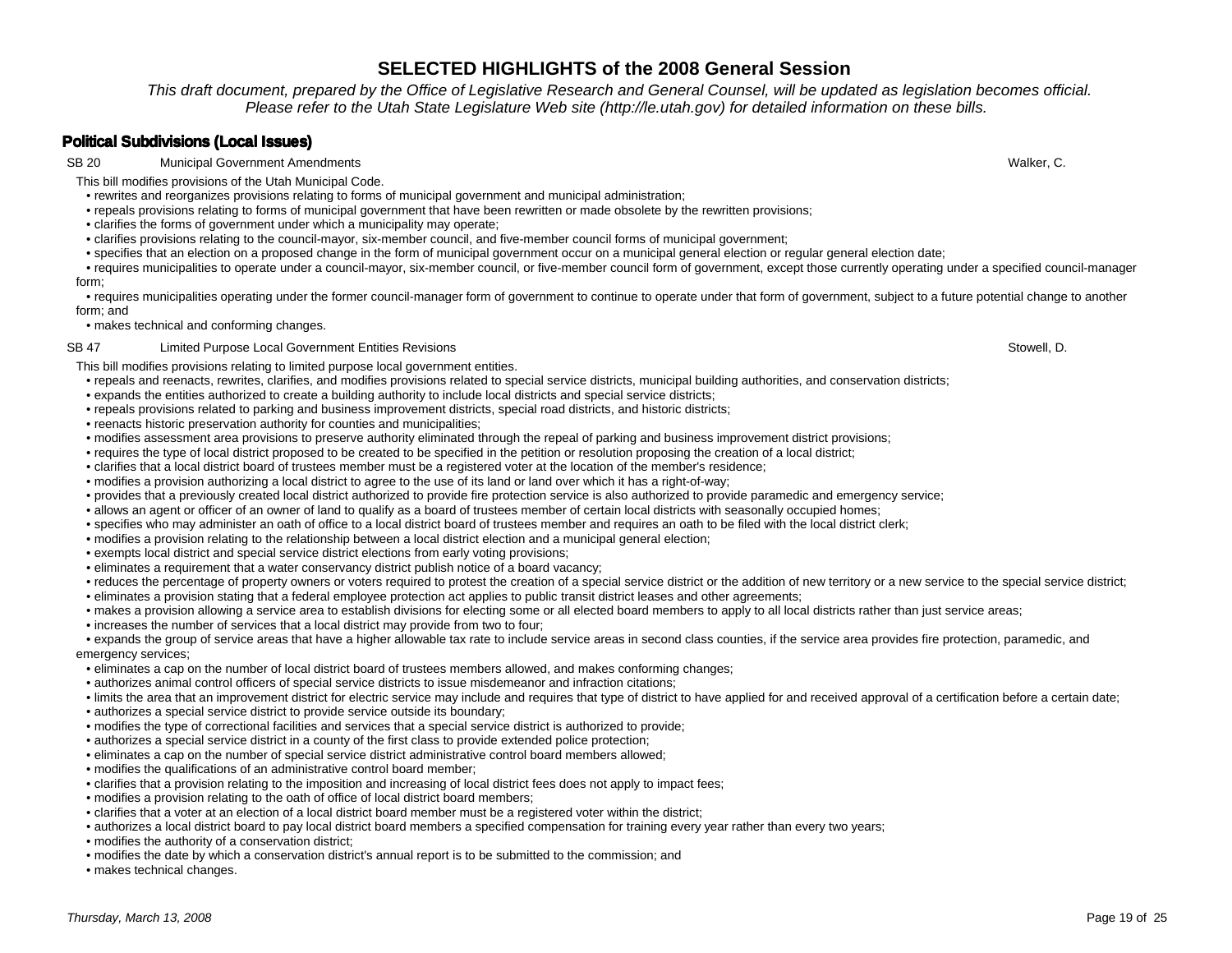# SELECTED HIGHLIGHTS of the 2008 General Session

*This draft document, prepared by the Office of Legislative Research and General Counsel, will be updated as legislation becomes official. Please refer to the Utah State Legislature Web site (http://le.utah.gov) for detailed information on these bills.*

## Political Subdivisions (Local Issues)

**SB 20** Municipal Government Amendments — Walker, C.

This bill modifies provisions of the Utah Municipal Code.

- rewrites and reorganizes provisions relating to forms of municipal government and municipal administration;
- repeals provisions relating to forms of municipal government that have been rewritten or made obsolete by the rewritten provisions;
- clarifies the forms of government under which a municipality may operate;
- clarifies provisions relating to the council-mayor, six-member council, and five-member council forms of municipal government;
- specifies that an election on a proposed change in the form of municipal government occur on a municipal general election or regular general election date;
- requires municipalities to operate under a council-mayor, six-member council, or five-member council form of government, except those currently operating under a specified council-manager form;
- requires municipalities operating under the former council-manager form of government to continue to operate under that form of government, subject to a future potential change to another form; and
- makes technical and conforming changes.

**SB 47** Limited Purpose Local Government Entities Revisions — Stowell, D.

This bill modifies provisions relating to limited purpose local government entities.

- repeals and reenacts, rewrites, clarifies, and modifies provisions related to special service districts, municipal building authorities, and conservation districts;
- expands the entities authorized to create a building authority to include local districts and special service districts;
- repeals provisions related to parking and business improvement districts, special road districts, and historic districts;
- reenacts historic preservation authority for counties and municipalities;
- modifies assessment area provisions to preserve authority eliminated through the repeal of parking and business improvement district provisions;
- requires the type of local district proposed to be created to be specified in the petition or resolution proposing the creation of a local district;
- clarifies that a local district board of trustees member must be a registered voter at the location of the member's residence;
- modifies a provision authorizing a local district to agree to the use of its land or land over which it has a right-of-way;
- provides that a previously created local district authorized to provide fire protection service is also authorized to provide paramedic and emergency service;
- allows an agent or officer of an owner of land to qualify as a board of trustees member of certain local districts with seasonally occupied homes;
- specifies who may administer an oath of office to a local district board of trustees member and requires an oath to be filed with the local district clerk;
- modifies a provision relating to the relationship between a local district election and a municipal general election;
- exempts local district and special service district elections from early voting provisions;
- eliminates a requirement that a water conservancy district publish notice of a board vacancy;
- reduces the percentage of property owners or voters required to protest the creation of a special service district or the addition of new territory or a new service to the special service district;
- eliminates a provision stating that a federal employee protection act applies to public transit district leases and other agreements;
- makes a provision allowing a service area to establish divisions for electing some or all elected board members to apply to all local districts rather than just service areas;
- increases the number of services that a local district may provide from two to four;
- expands the group of service areas that have a higher allowable tax rate to include service areas in second class counties, if the service area provides fire protection, paramedic, and emergency services;
- eliminates a cap on the number of local district board of trustees members allowed, and makes conforming changes;
- authorizes animal control officers of special service districts to issue misdemeanor and infraction citations;
- limits the area that an improvement district for electric service may include and requires that type of district to have applied for and received approval of a certification before a certain date;
- authorizes a special service district to provide service outside its boundary;
- modifies the type of correctional facilities and services that a special service district is authorized to provide;
- authorizes a special service district in a county of the first class to provide extended police protection;
- eliminates a cap on the number of special service district administrative control board members allowed;
- modifies the qualifications of an administrative control board member;
- clarifies that a provision relating to the imposition and increasing of local district fees does not apply to impact fees;
- modifies a provision relating to the oath of office of local district board members;
- clarifies that a voter at an election of a local district board member must be a registered voter within the district;
- authorizes a local district board to pay local district board members a specified compensation for training every year rather than every two years;
- modifies the authority of a conservation district;
- modifies the date by which a conservation district's annual report is to be submitted to the commission; and
- makes technical changes.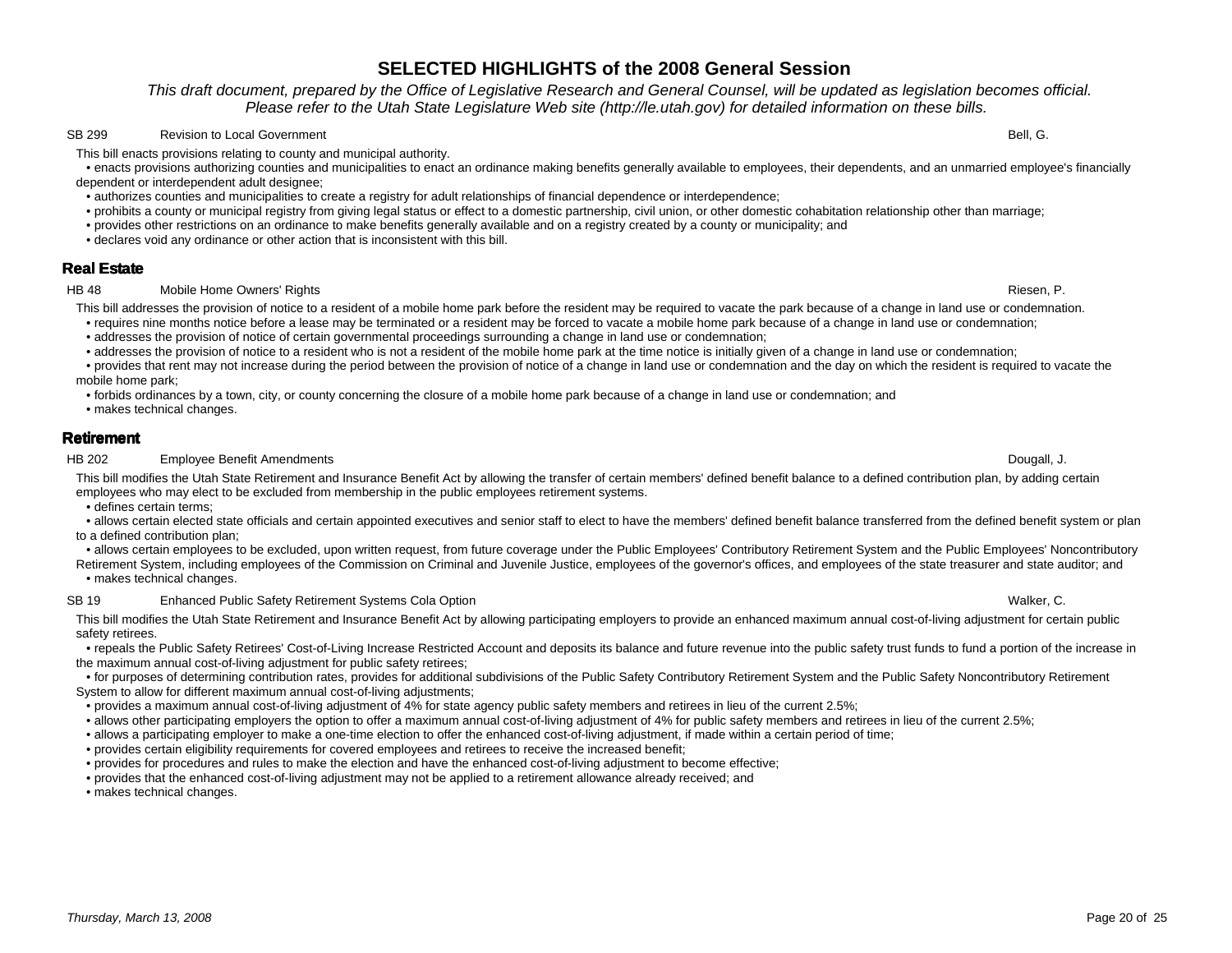# SELECTED HIGHLIGHTS of the 2008 General Session

*This draft document, prepared by the Office of Legislative Research and General Counsel, will be updated as legislation becomes official. Please refer to the Utah State Legislature Web site (http://le.utah.gov) for detailed information on these bills.*

**SB 299** Revision to Local Government — Bell, G.

This bill enacts provisions relating to county and municipal authority.

- enacts provisions authorizing counties and municipalities to enact an ordinance making benefits generally available to employees, their dependents, and an unmarried employee's financially dependent or interdependent adult designee;
- authorizes counties and municipalities to create a registry for adult relationships of financial dependence or interdependence;
- prohibits a county or municipal registry from giving legal status or effect to a domestic partnership, civil union, or other domestic cohabitation relationship other than marriage;
- provides other restrictions on an ordinance to make benefits generally available and on a registry created by a county or municipality; and
- declares void any ordinance or other action that is inconsistent with this bill.

## Real Estate

**HB 48** Mobile Home Owners' Rights — Riesen, P.

This bill addresses the provision of notice to a resident of a mobile home park before the resident may be required to vacate the park because of a change in land use or condemnation.

- requires nine months notice before a lease may be terminated or a resident may be forced to vacate a mobile home park because of a change in land use or condemnation;
- addresses the provision of notice of certain governmental proceedings surrounding a change in land use or condemnation;
- addresses the provision of notice to a resident who is not a resident of the mobile home park at the time notice is initially given of a change in land use or condemnation;
- provides that rent may not increase during the period between the provision of notice of a change in land use or condemnation and the day on which the resident is required to vacate the mobile home park;
- forbids ordinances by a town, city, or county concerning the closure of a mobile home park because of a change in land use or condemnation; and
- makes technical changes.

## Retirement

**HB 202** Employee Benefit Amendments — Dougall, J.

This bill modifies the Utah State Retirement and Insurance Benefit Act by allowing the transfer of certain members' defined benefit balance to a defined contribution plan, by adding certain employees who may elect to be excluded from membership in the public employees retirement systems.

- defines certain terms;
- allows certain elected state officials and certain appointed executives and senior staff to elect to have the members' defined benefit balance transferred from the defined benefit system or plan to a defined contribution plan;
- allows certain employees to be excluded, upon written request, from future coverage under the Public Employees' Contributory Retirement System and the Public Employees' Noncontributory Retirement System, including employees of the Commission on Criminal and Juvenile Justice, employees of the governor's offices, and employees of the state treasurer and state auditor; and
- makes technical changes.

**SB 19** Enhanced Public Safety Retirement Systems Cola Option — Walker, C.

This bill modifies the Utah State Retirement and Insurance Benefit Act by allowing participating employers to provide an enhanced maximum annual cost-of-living adjustment for certain public safety retirees.

- repeals the Public Safety Retirees' Cost-of-Living Increase Restricted Account and deposits its balance and future revenue into the public safety trust funds to fund a portion of the increase in the maximum annual cost-of-living adjustment for public safety retirees;
- for purposes of determining contribution rates, provides for additional subdivisions of the Public Safety Contributory Retirement System and the Public Safety Noncontributory Retirement System to allow for different maximum annual cost-of-living adjustments;
- provides a maximum annual cost-of-living adjustment of 4% for state agency public safety members and retirees in lieu of the current 2.5%;
- allows other participating employers the option to offer a maximum annual cost-of-living adjustment of 4% for public safety members and retirees in lieu of the current 2.5%;
- allows a participating employer to make a one-time election to offer the enhanced cost-of-living adjustment, if made within a certain period of time;
- provides certain eligibility requirements for covered employees and retirees to receive the increased benefit;
- provides for procedures and rules to make the election and have the enhanced cost-of-living adjustment to become effective;
- provides that the enhanced cost-of-living adjustment may not be applied to a retirement allowance already received; and
- makes technical changes.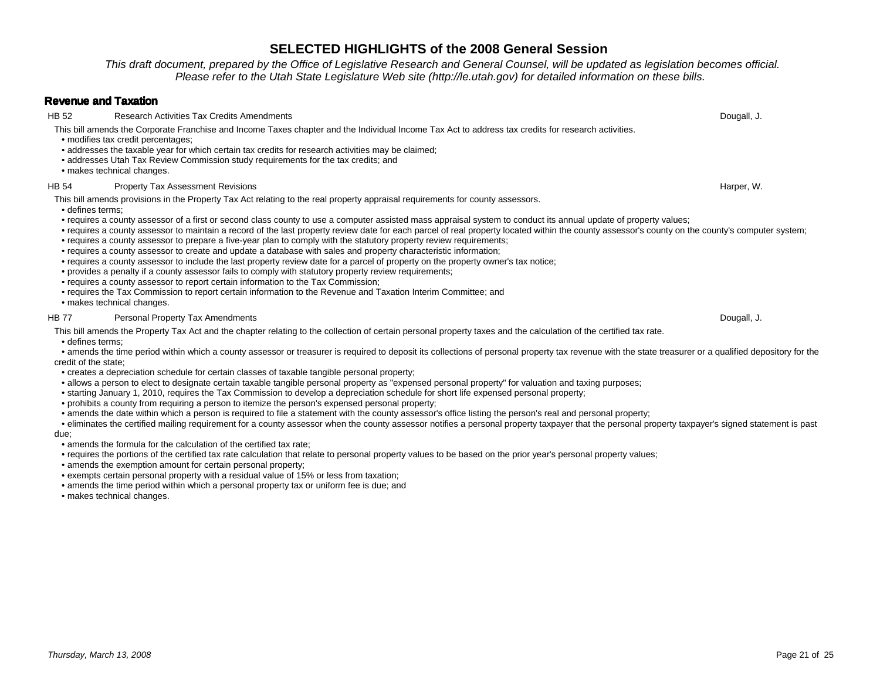# SELECTED HIGHLIGHTS of the 2008 General Session

*This draft document, prepared by the Office of Legislative Research and General Counsel, will be updated as legislation becomes official. Please refer to the Utah State Legislature Web site (http://le.utah.gov) for detailed information on these bills.*

## Revenue and Taxation

**HB 52** Research Activities Tax Credits Amendments — Dougall, J.

This bill amends the Corporate Franchise and Income Taxes chapter and the Individual Income Tax Act to address tax credits for research activities.

- modifies tax credit percentages;
- addresses the taxable year for which certain tax credits for research activities may be claimed;
- addresses Utah Tax Review Commission study requirements for the tax credits; and
- makes technical changes.

**HB 54** Property Tax Assessment Revisions — Harper, W.

This bill amends provisions in the Property Tax Act relating to the real property appraisal requirements for county assessors.

- defines terms;
- requires a county assessor of a first or second class county to use a computer assisted mass appraisal system to conduct its annual update of property values;
- requires a county assessor to maintain a record of the last property review date for each parcel of real property located within the county assessor's county on the county's computer system;
- requires a county assessor to prepare a five-year plan to comply with the statutory property review requirements;
- requires a county assessor to create and update a database with sales and property characteristic information;
- requires a county assessor to include the last property review date for a parcel of property on the property owner's tax notice;
- provides a penalty if a county assessor fails to comply with statutory property review requirements;
- requires a county assessor to report certain information to the Tax Commission;
- requires the Tax Commission to report certain information to the Revenue and Taxation Interim Committee; and
- makes technical changes.

**HB 77** Personal Property Tax Amendments — Dougall, J.

This bill amends the Property Tax Act and the chapter relating to the collection of certain personal property taxes and the calculation of the certified tax rate.

- defines terms;
- amends the time period within which a county assessor or treasurer is required to deposit its collections of personal property tax revenue with the state treasurer or a qualified depository for the credit of the state;
- creates a depreciation schedule for certain classes of taxable tangible personal property;
- allows a person to elect to designate certain taxable tangible personal property as "expensed personal property" for valuation and taxing purposes;
- starting January 1, 2010, requires the Tax Commission to develop a depreciation schedule for short life expensed personal property;
- prohibits a county from requiring a person to itemize the person's expensed personal property;
- amends the date within which a person is required to file a statement with the county assessor's office listing the person's real and personal property;
- eliminates the certified mailing requirement for a county assessor when the county assessor notifies a personal property taxpayer that the personal property taxpayer's signed statement is past due;
- amends the formula for the calculation of the certified tax rate;
- requires the portions of the certified tax rate calculation that relate to personal property values to be based on the prior year's personal property values;
- amends the exemption amount for certain personal property;
- exempts certain personal property with a residual value of 15% or less from taxation;
- amends the time period within which a personal property tax or uniform fee is due; and
- makes technical changes.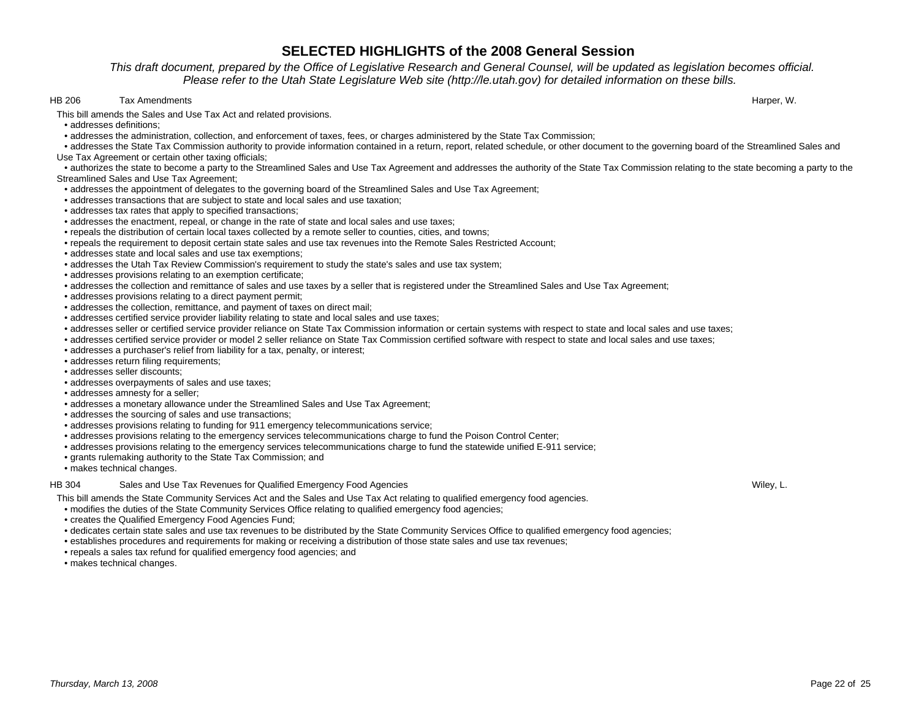# SELECTED HIGHLIGHTS of the 2008 General Session

*This draft document, prepared by the Office of Legislative Research and General Counsel, will be updated as legislation becomes official. Please refer to the Utah State Legislature Web site (http://le.utah.gov) for detailed information on these bills.*

**HB 206 Tax Amendments** — Harper, W.

This bill amends the Sales and Use Tax Act and related provisions.

- addresses definitions;
- addresses the administration, collection, and enforcement of taxes, fees, or charges administered by the State Tax Commission;
- addresses the State Tax Commission authority to provide information contained in a return, report, related schedule, or other document to the governing board of the Streamlined Sales and Use Tax Agreement or certain other taxing officials;
- authorizes the state to become a party to the Streamlined Sales and Use Tax Agreement and addresses the authority of the State Tax Commission relating to the state becoming a party to the Streamlined Sales and Use Tax Agreement;
- addresses the appointment of delegates to the governing board of the Streamlined Sales and Use Tax Agreement;
- addresses transactions that are subject to state and local sales and use taxation;
- addresses tax rates that apply to specified transactions;
- addresses the enactment, repeal, or change in the rate of state and local sales and use taxes;
- repeals the distribution of certain local taxes collected by a remote seller to counties, cities, and towns;
- repeals the requirement to deposit certain state sales and use tax revenues into the Remote Sales Restricted Account;
- addresses state and local sales and use tax exemptions;
- addresses the Utah Tax Review Commission's requirement to study the state's sales and use tax system;
- addresses provisions relating to an exemption certificate;
- addresses the collection and remittance of sales and use taxes by a seller that is registered under the Streamlined Sales and Use Tax Agreement;
- addresses provisions relating to a direct payment permit;
- addresses the collection, remittance, and payment of taxes on direct mail;
- addresses certified service provider liability relating to state and local sales and use taxes;
- addresses seller or certified service provider reliance on State Tax Commission information or certain systems with respect to state and local sales and use taxes;
- addresses certified service provider or model 2 seller reliance on State Tax Commission certified software with respect to state and local sales and use taxes;
- addresses a purchaser's relief from liability for a tax, penalty, or interest;
- addresses return filing requirements;
- addresses seller discounts;
- addresses overpayments of sales and use taxes;
- addresses amnesty for a seller;
- addresses a monetary allowance under the Streamlined Sales and Use Tax Agreement;
- addresses the sourcing of sales and use transactions;
- addresses provisions relating to funding for 911 emergency telecommunications service;
- addresses provisions relating to the emergency services telecommunications charge to fund the Poison Control Center;
- addresses provisions relating to the emergency services telecommunications charge to fund the statewide unified E-911 service;
- grants rulemaking authority to the State Tax Commission; and
- makes technical changes.

**HB 304 Sales and Use Tax Revenues for Qualified Emergency Food Agencies** — Wiley, L.

This bill amends the State Community Services Act and the Sales and Use Tax Act relating to qualified emergency food agencies.

- modifies the duties of the State Community Services Office relating to qualified emergency food agencies;
- creates the Qualified Emergency Food Agencies Fund;
- dedicates certain state sales and use tax revenues to be distributed by the State Community Services Office to qualified emergency food agencies;
- establishes procedures and requirements for making or receiving a distribution of those state sales and use tax revenues;
- repeals a sales tax refund for qualified emergency food agencies; and
- makes technical changes.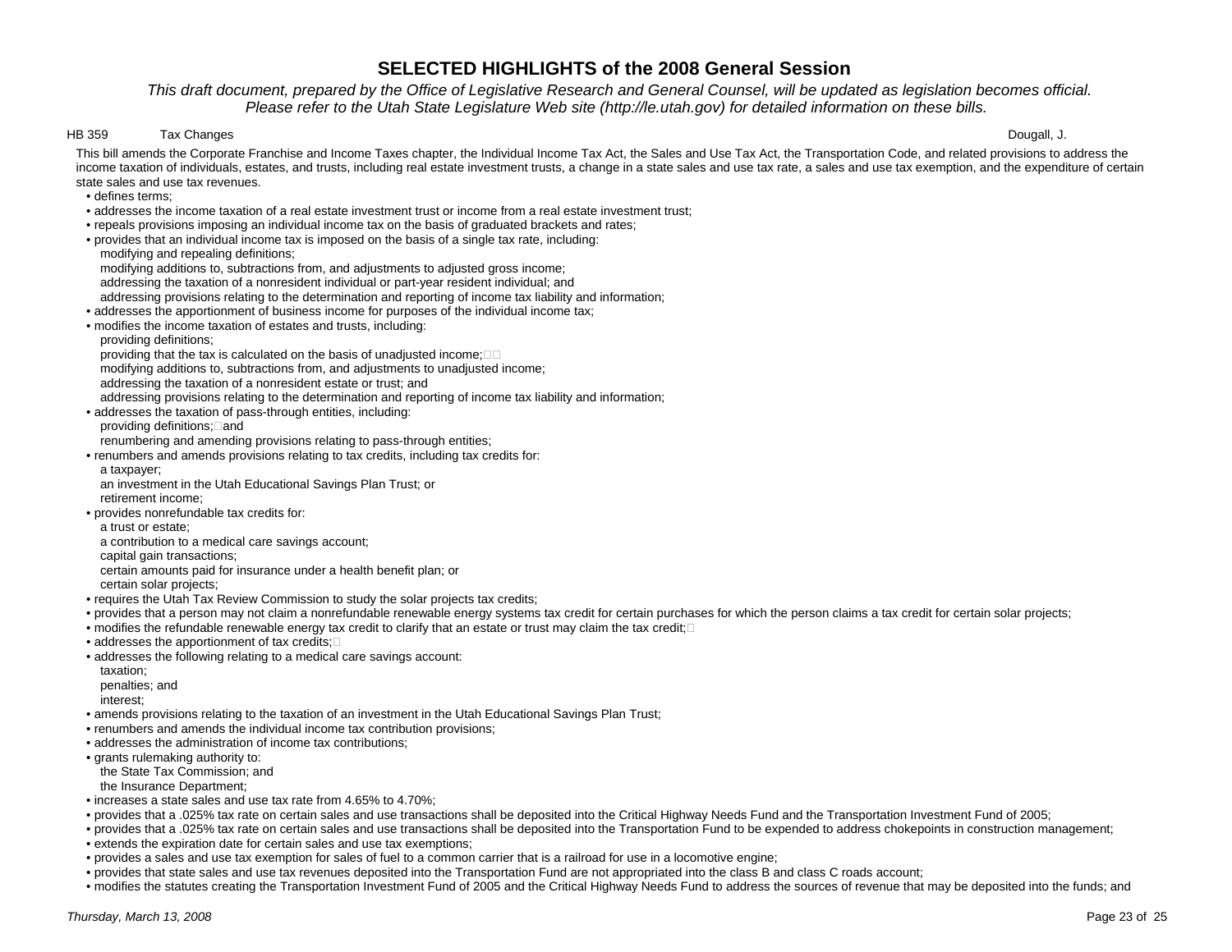# SELECTED HIGHLIGHTS of the 2008 General Session

*This draft document, prepared by the Office of Legislative Research and General Counsel, will be updated as legislation becomes official. Please refer to the Utah State Legislature Web site (http://le.utah.gov) for detailed information on these bills.*

**HB 359** Tax Changes — Dougall, J.

This bill amends the Corporate Franchise and Income Taxes chapter, the Individual Income Tax Act, the Sales and Use Tax Act, the Transportation Code, and related provisions to address the income taxation of individuals, estates, and trusts, including real estate investment trusts, a change in a state sales and use tax rate, a sales and use tax exemption, and the expenditure of certain state sales and use tax revenues.

- defines terms;
- addresses the income taxation of a real estate investment trust or income from a real estate investment trust;
- repeals provisions imposing an individual income tax on the basis of graduated brackets and rates;
- provides that an individual income tax is imposed on the basis of a single tax rate, including:
  - modifying and repealing definitions;
  - modifying additions to, subtractions from, and adjustments to adjusted gross income;
  - addressing the taxation of a nonresident individual or part-year resident individual; and
  - addressing provisions relating to the determination and reporting of income tax liability and information;
- addresses the apportionment of business income for purposes of the individual income tax;
- modifies the income taxation of estates and trusts, including:
  - providing definitions;
  - providing that the tax is calculated on the basis of unadjusted income;
  - modifying additions to, subtractions from, and adjustments to unadjusted income;
  - addressing the taxation of a nonresident estate or trust; and
  - addressing provisions relating to the determination and reporting of income tax liability and information;
- addresses the taxation of pass-through entities, including:
  - providing definitions; and
  - renumbering and amending provisions relating to pass-through entities;
- renumbers and amends provisions relating to tax credits, including tax credits for:
  - a taxpayer;
  - an investment in the Utah Educational Savings Plan Trust; or
  - retirement income;
- provides nonrefundable tax credits for:
  - a trust or estate;
  - a contribution to a medical care savings account;
  - capital gain transactions;
  - certain amounts paid for insurance under a health benefit plan; or
  - certain solar projects;
- requires the Utah Tax Review Commission to study the solar projects tax credits;
- provides that a person may not claim a nonrefundable renewable energy systems tax credit for certain purchases for which the person claims a tax credit for certain solar projects;
- modifies the refundable renewable energy tax credit to clarify that an estate or trust may claim the tax credit;
- addresses the apportionment of tax credits;
- addresses the following relating to a medical care savings account:
  - taxation;
  - penalties; and
  - interest;
- amends provisions relating to the taxation of an investment in the Utah Educational Savings Plan Trust;
- renumbers and amends the individual income tax contribution provisions;
- addresses the administration of income tax contributions;
- grants rulemaking authority to:
  - the State Tax Commission; and
  - the Insurance Department;
- increases a state sales and use tax rate from 4.65% to 4.70%;
- provides that a .025% tax rate on certain sales and use transactions shall be deposited into the Critical Highway Needs Fund and the Transportation Investment Fund of 2005;
- provides that a .025% tax rate on certain sales and use transactions shall be deposited into the Transportation Fund to be expended to address chokepoints in construction management;
- extends the expiration date for certain sales and use tax exemptions;
- provides a sales and use tax exemption for sales of fuel to a common carrier that is a railroad for use in a locomotive engine;
- provides that state sales and use tax revenues deposited into the Transportation Fund are not appropriated into the class B and class C roads account;
- modifies the statutes creating the Transportation Investment Fund of 2005 and the Critical Highway Needs Fund to address the sources of revenue that may be deposited into the funds; and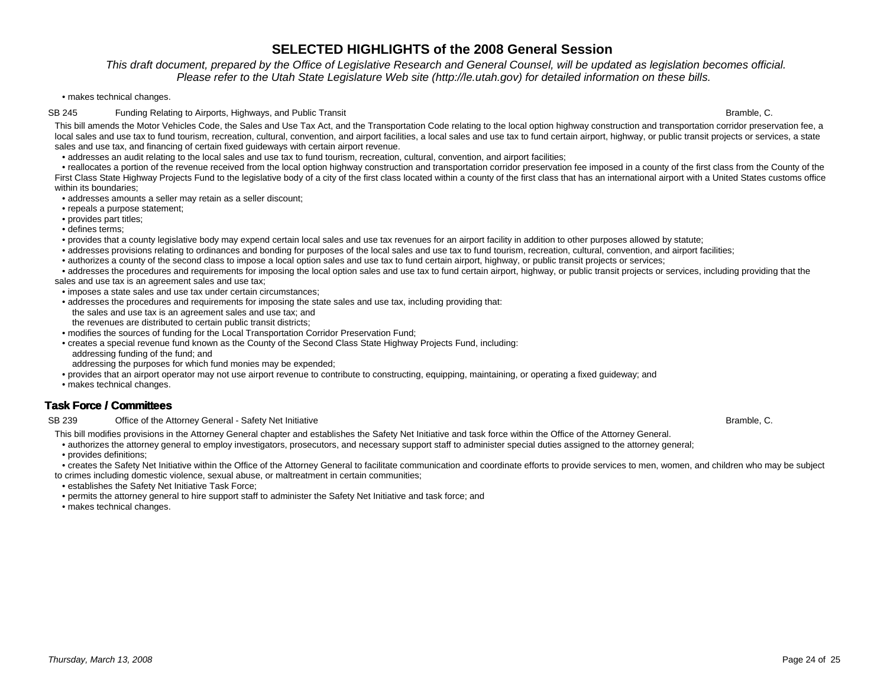• makes technical changes.

**SB 245** Funding Relating to Airports, Highways, and Public Transit — Bramble, C.

This bill amends the Motor Vehicles Code, the Sales and Use Tax Act, and the Transportation Code relating to the local option highway construction and transportation corridor preservation fee, a local sales and use tax to fund tourism, recreation, cultural, convention, and airport facilities, a local sales and use tax to fund certain airport, highway, or public transit projects or services, a state sales and use tax, and financing of certain fixed guideways with certain airport revenue.

- addresses an audit relating to the local sales and use tax to fund tourism, recreation, cultural, convention, and airport facilities;
- reallocates a portion of the revenue received from the local option highway construction and transportation corridor preservation fee imposed in a county of the first class from the County of the First Class State Highway Projects Fund to the legislative body of a city of the first class located within a county of the first class that has an international airport with a United States customs office within its boundaries;
- addresses amounts a seller may retain as a seller discount;
- repeals a purpose statement;
- provides part titles;
- defines terms;
- provides that a county legislative body may expend certain local sales and use tax revenues for an airport facility in addition to other purposes allowed by statute;
- addresses provisions relating to ordinances and bonding for purposes of the local sales and use tax to fund tourism, recreation, cultural, convention, and airport facilities;
- authorizes a county of the second class to impose a local option sales and use tax to fund certain airport, highway, or public transit projects or services;
- addresses the procedures and requirements for imposing the local option sales and use tax to fund certain airport, highway, or public transit projects or services, including providing that the sales and use tax is an agreement sales and use tax;
- imposes a state sales and use tax under certain circumstances;
- addresses the procedures and requirements for imposing the state sales and use tax, including providing that:
  - the sales and use tax is an agreement sales and use tax; and
  - the revenues are distributed to certain public transit districts;
- modifies the sources of funding for the Local Transportation Corridor Preservation Fund;
- creates a special revenue fund known as the County of the Second Class State Highway Projects Fund, including:
  - addressing funding of the fund; and
  - addressing the purposes for which fund monies may be expended;
- provides that an airport operator may not use airport revenue to contribute to constructing, equipping, maintaining, or operating a fixed guideway; and
- makes technical changes.

## Task Force / Committees

**SB 239** Office of the Attorney General - Safety Net Initiative — Bramble, C.

This bill modifies provisions in the Attorney General chapter and establishes the Safety Net Initiative and task force within the Office of the Attorney General.

- authorizes the attorney general to employ investigators, prosecutors, and necessary support staff to administer special duties assigned to the attorney general;
- provides definitions;
- creates the Safety Net Initiative within the Office of the Attorney General to facilitate communication and coordinate efforts to provide services to men, women, and children who may be subject to crimes including domestic violence, sexual abuse, or maltreatment in certain communities;
- establishes the Safety Net Initiative Task Force;
- permits the attorney general to hire support staff to administer the Safety Net Initiative and task force; and
- makes technical changes.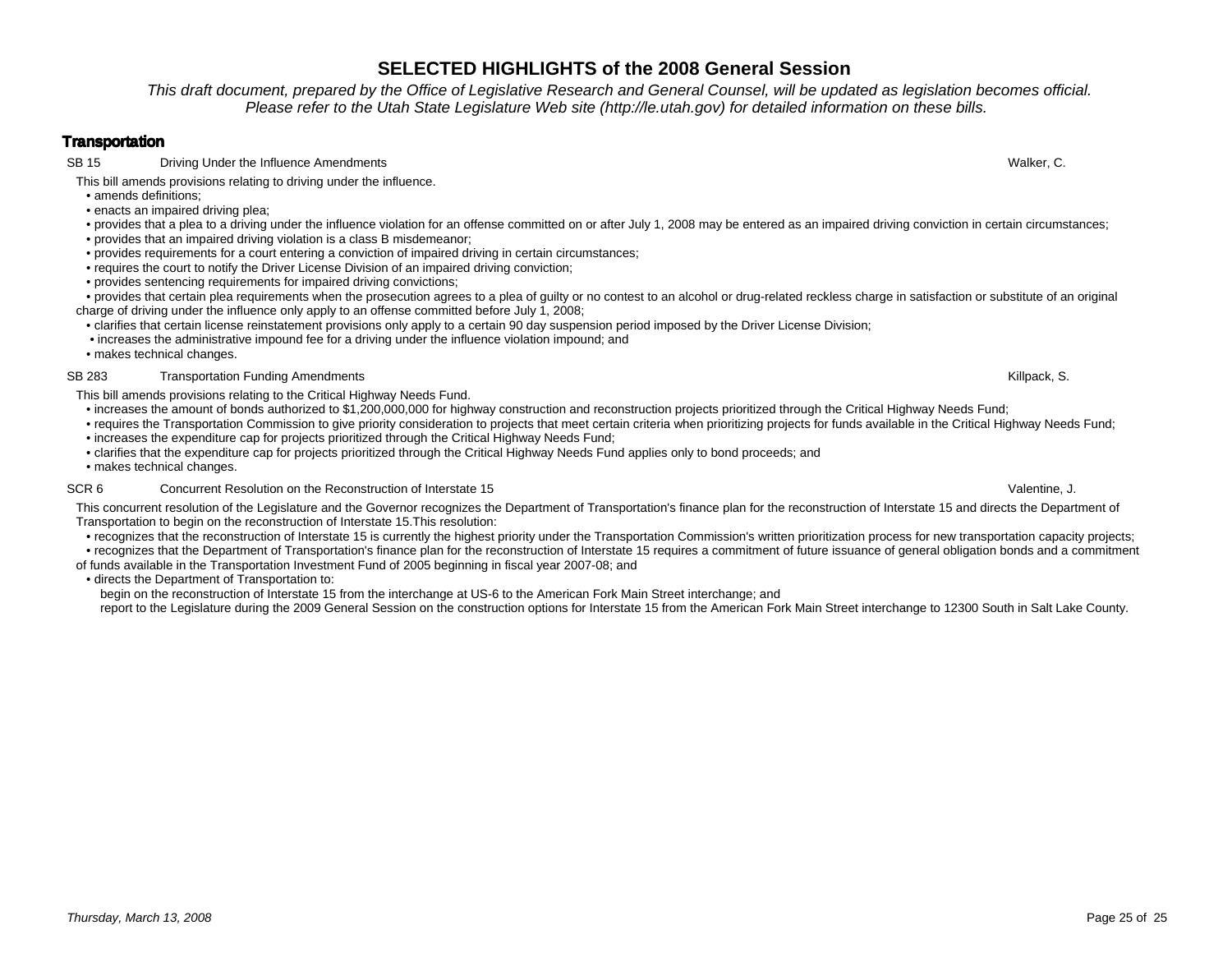# SELECTED HIGHLIGHTS of the 2008 General Session

*This draft document, prepared by the Office of Legislative Research and General Counsel, will be updated as legislation becomes official. Please refer to the Utah State Legislature Web site (http://le.utah.gov) for detailed information on these bills.*

## Transportation

**SB 15 — Driving Under the Influence Amendments — Walker, C.**

This bill amends provisions relating to driving under the influence.

- amends definitions;
- enacts an impaired driving plea;
- provides that a plea to a driving under the influence violation for an offense committed on or after July 1, 2008 may be entered as an impaired driving conviction in certain circumstances;
- provides that an impaired driving violation is a class B misdemeanor;
- provides requirements for a court entering a conviction of impaired driving in certain circumstances;
- requires the court to notify the Driver License Division of an impaired driving conviction;
- provides sentencing requirements for impaired driving convictions;
- provides that certain plea requirements when the prosecution agrees to a plea of guilty or no contest to an alcohol or drug-related reckless charge in satisfaction or substitute of an original charge of driving under the influence only apply to an offense committed before July 1, 2008;
- clarifies that certain license reinstatement provisions only apply to a certain 90 day suspension period imposed by the Driver License Division;
- increases the administrative impound fee for a driving under the influence violation impound; and
- makes technical changes.

**SB 283 — Transportation Funding Amendments — Killpack, S.**

This bill amends provisions relating to the Critical Highway Needs Fund.

- increases the amount of bonds authorized to $1,200,000,000 for highway construction and reconstruction projects prioritized through the Critical Highway Needs Fund;
- requires the Transportation Commission to give priority consideration to projects that meet certain criteria when prioritizing projects for funds available in the Critical Highway Needs Fund;
- increases the expenditure cap for projects prioritized through the Critical Highway Needs Fund;
- clarifies that the expenditure cap for projects prioritized through the Critical Highway Needs Fund applies only to bond proceeds; and
- makes technical changes.

**SCR 6 — Concurrent Resolution on the Reconstruction of Interstate 15 — Valentine, J.**

This concurrent resolution of the Legislature and the Governor recognizes the Department of Transportation's finance plan for the reconstruction of Interstate 15 and directs the Department of Transportation to begin on the reconstruction of Interstate 15.This resolution:

- recognizes that the reconstruction of Interstate 15 is currently the highest priority under the Transportation Commission's written prioritization process for new transportation capacity projects;
- recognizes that the Department of Transportation's finance plan for the reconstruction of Interstate 15 requires a commitment of future issuance of general obligation bonds and a commitment of funds available in the Transportation Investment Fund of 2005 beginning in fiscal year 2007-08; and
- directs the Department of Transportation to:
  - begin on the reconstruction of Interstate 15 from the interchange at US-6 to the American Fork Main Street interchange; and
  - report to the Legislature during the 2009 General Session on the construction options for Interstate 15 from the American Fork Main Street interchange to 12300 South in Salt Lake County.